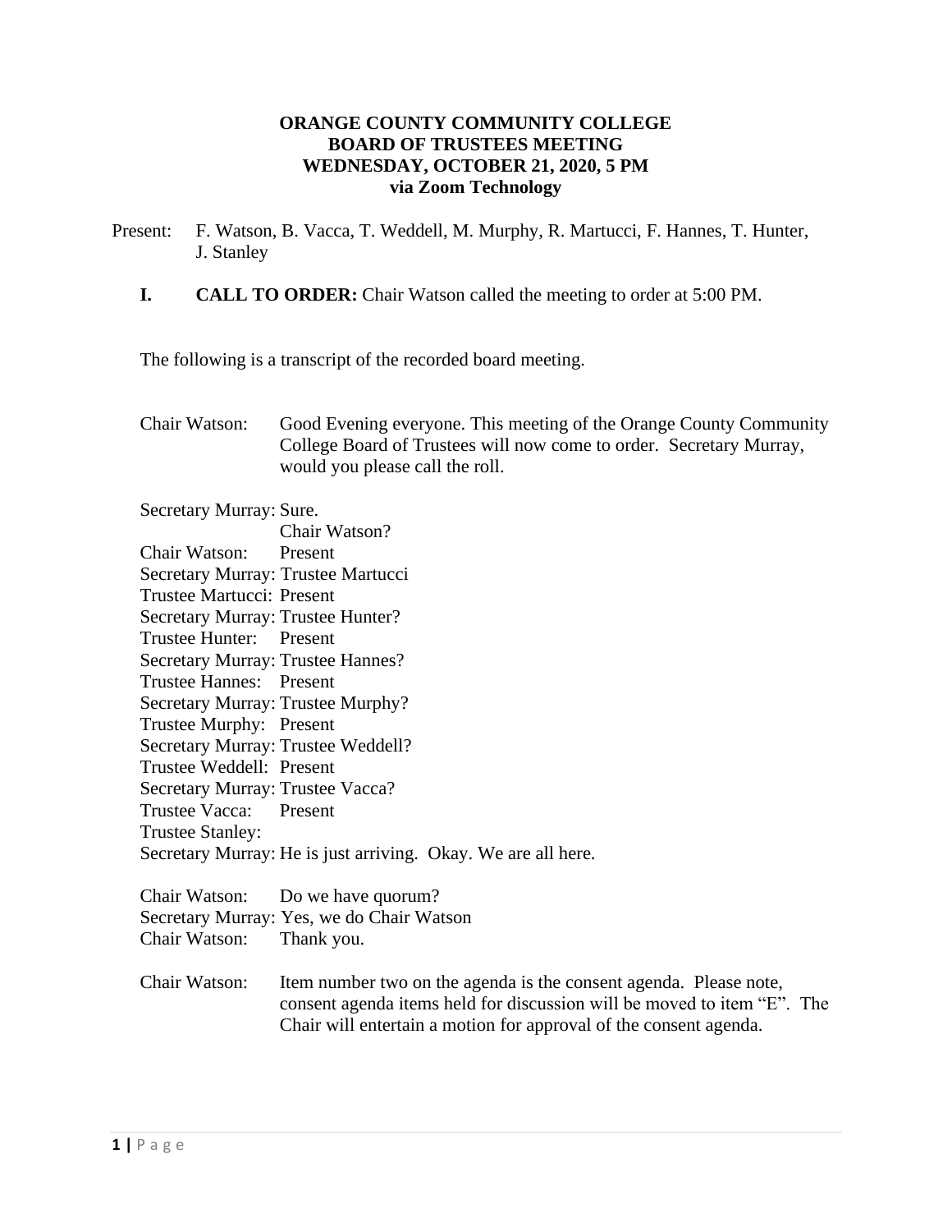**ORANGE COUNTY COMMUNITY COLLEGE**
**BOARD OF TRUSTEES MEETING**
**WEDNESDAY, OCTOBER 21, 2020, 5 PM**
**via Zoom Technology**

Present: F. Watson, B. Vacca, T. Weddell, M. Murphy, R. Martucci, F. Hannes, T. Hunter, J. Stanley

**I. CALL TO ORDER:** Chair Watson called the meeting to order at 5:00 PM.

The following is a transcript of the recorded board meeting.

Chair Watson: Good Evening everyone. This meeting of the Orange County Community College Board of Trustees will now come to order. Secretary Murray, would you please call the roll.

Secretary Murray: Sure.
Chair Watson?
Chair Watson: Present
Secretary Murray: Trustee Martucci
Trustee Martucci: Present
Secretary Murray: Trustee Hunter?
Trustee Hunter: Present
Secretary Murray: Trustee Hannes?
Trustee Hannes: Present
Secretary Murray: Trustee Murphy?
Trustee Murphy: Present
Secretary Murray: Trustee Weddell?
Trustee Weddell: Present
Secretary Murray: Trustee Vacca?
Trustee Vacca: Present
Trustee Stanley:
Secretary Murray: He is just arriving. Okay. We are all here.

Chair Watson: Do we have quorum?
Secretary Murray: Yes, we do Chair Watson
Chair Watson: Thank you.

Chair Watson: Item number two on the agenda is the consent agenda. Please note, consent agenda items held for discussion will be moved to item "E". The Chair will entertain a motion for approval of the consent agenda.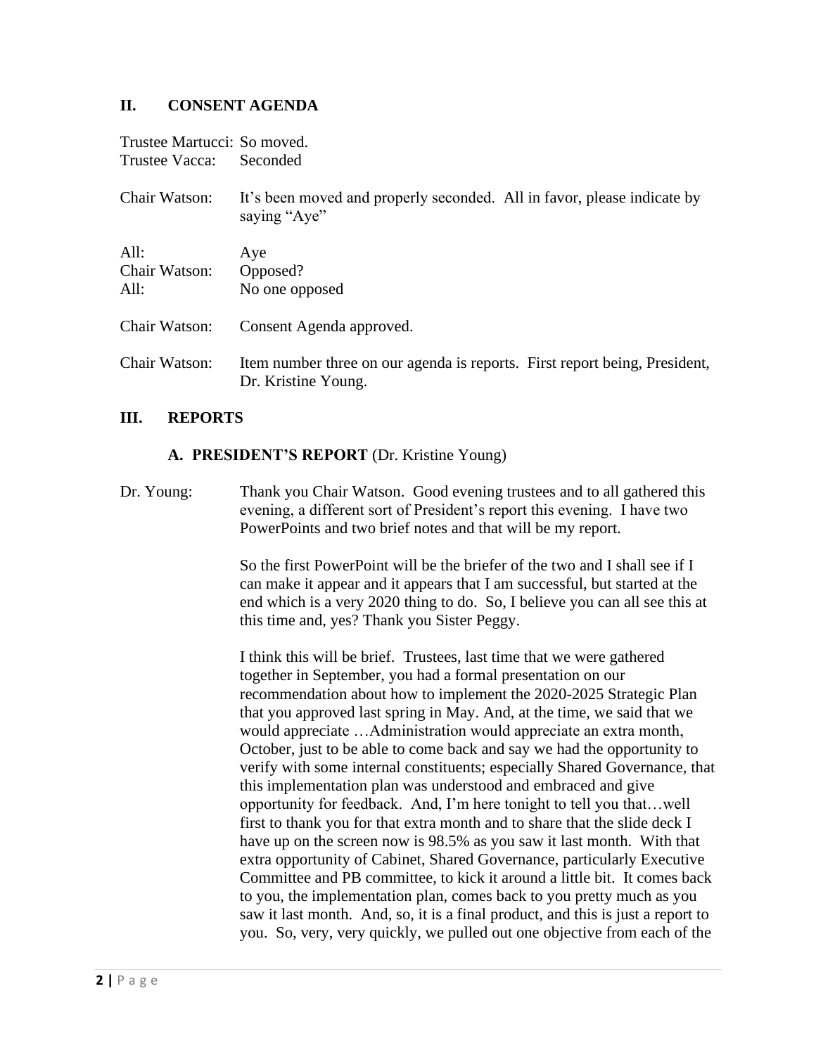## II. CONSENT AGENDA

Trustee Martucci: So moved.
Trustee Vacca: Seconded

Chair Watson: It's been moved and properly seconded. All in favor, please indicate by saying "Aye"

All: Aye
Chair Watson: Opposed?
All: No one opposed

Chair Watson: Consent Agenda approved.

Chair Watson: Item number three on our agenda is reports. First report being, President, Dr. Kristine Young.

## III. REPORTS

### A. PRESIDENT'S REPORT (Dr. Kristine Young)

Dr. Young: Thank you Chair Watson. Good evening trustees and to all gathered this evening, a different sort of President's report this evening. I have two PowerPoints and two brief notes and that will be my report.

So the first PowerPoint will be the briefer of the two and I shall see if I can make it appear and it appears that I am successful, but started at the end which is a very 2020 thing to do. So, I believe you can all see this at this time and, yes? Thank you Sister Peggy.

I think this will be brief. Trustees, last time that we were gathered together in September, you had a formal presentation on our recommendation about how to implement the 2020-2025 Strategic Plan that you approved last spring in May. And, at the time, we said that we would appreciate …Administration would appreciate an extra month, October, just to be able to come back and say we had the opportunity to verify with some internal constituents; especially Shared Governance, that this implementation plan was understood and embraced and give opportunity for feedback. And, I'm here tonight to tell you that…well first to thank you for that extra month and to share that the slide deck I have up on the screen now is 98.5% as you saw it last month. With that extra opportunity of Cabinet, Shared Governance, particularly Executive Committee and PB committee, to kick it around a little bit. It comes back to you, the implementation plan, comes back to you pretty much as you saw it last month. And, so, it is a final product, and this is just a report to you. So, very, very quickly, we pulled out one objective from each of the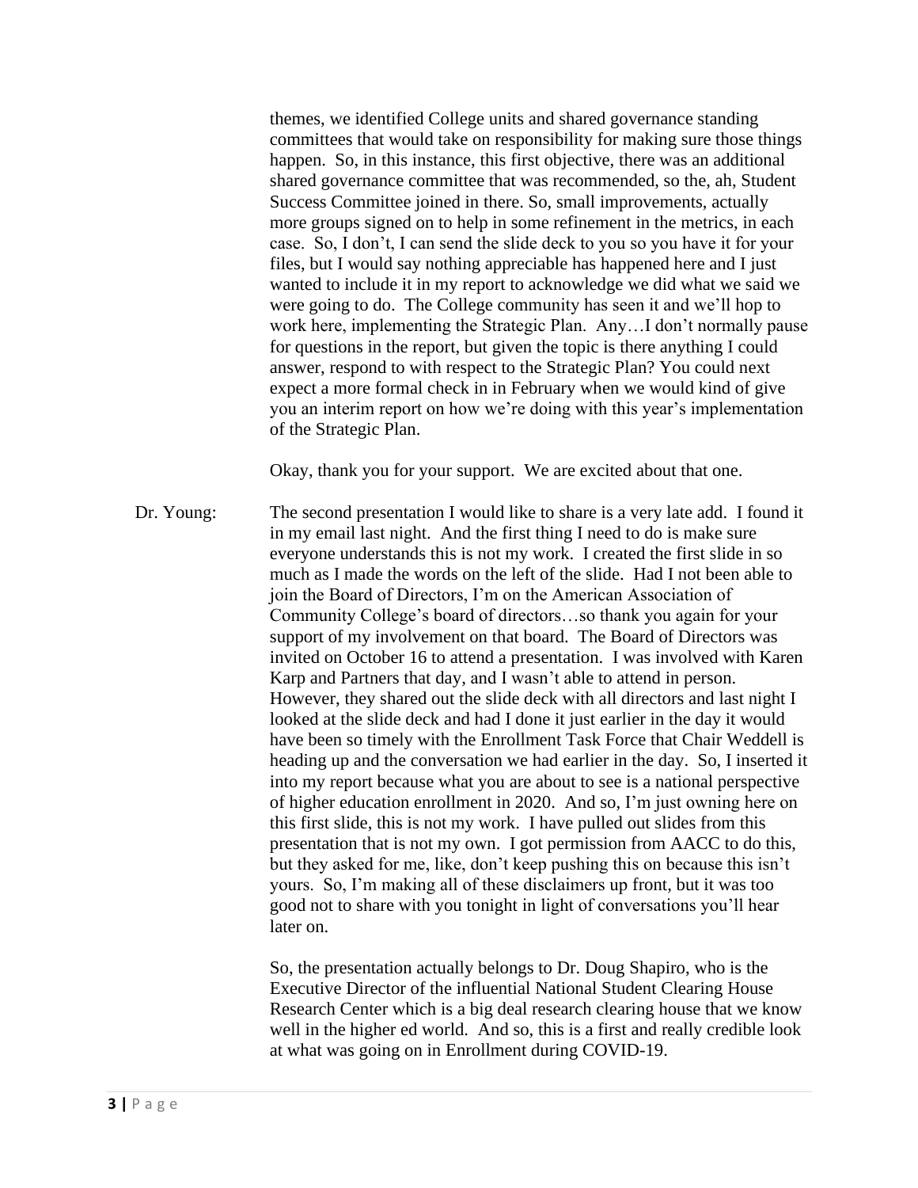themes, we identified College units and shared governance standing committees that would take on responsibility for making sure those things happen. So, in this instance, this first objective, there was an additional shared governance committee that was recommended, so the, ah, Student Success Committee joined in there. So, small improvements, actually more groups signed on to help in some refinement in the metrics, in each case. So, I don't, I can send the slide deck to you so you have it for your files, but I would say nothing appreciable has happened here and I just wanted to include it in my report to acknowledge we did what we said we were going to do. The College community has seen it and we'll hop to work here, implementing the Strategic Plan. Any…I don't normally pause for questions in the report, but given the topic is there anything I could answer, respond to with respect to the Strategic Plan? You could next expect a more formal check in in February when we would kind of give you an interim report on how we're doing with this year's implementation of the Strategic Plan.

Okay, thank you for your support. We are excited about that one.

Dr. Young: The second presentation I would like to share is a very late add. I found it in my email last night. And the first thing I need to do is make sure everyone understands this is not my work. I created the first slide in so much as I made the words on the left of the slide. Had I not been able to join the Board of Directors, I'm on the American Association of Community College's board of directors…so thank you again for your support of my involvement on that board. The Board of Directors was invited on October 16 to attend a presentation. I was involved with Karen Karp and Partners that day, and I wasn't able to attend in person. However, they shared out the slide deck with all directors and last night I looked at the slide deck and had I done it just earlier in the day it would have been so timely with the Enrollment Task Force that Chair Weddell is heading up and the conversation we had earlier in the day. So, I inserted it into my report because what you are about to see is a national perspective of higher education enrollment in 2020. And so, I'm just owning here on this first slide, this is not my work. I have pulled out slides from this presentation that is not my own. I got permission from AACC to do this, but they asked for me, like, don't keep pushing this on because this isn't yours. So, I'm making all of these disclaimers up front, but it was too good not to share with you tonight in light of conversations you'll hear later on.

So, the presentation actually belongs to Dr. Doug Shapiro, who is the Executive Director of the influential National Student Clearing House Research Center which is a big deal research clearing house that we know well in the higher ed world. And so, this is a first and really credible look at what was going on in Enrollment during COVID-19.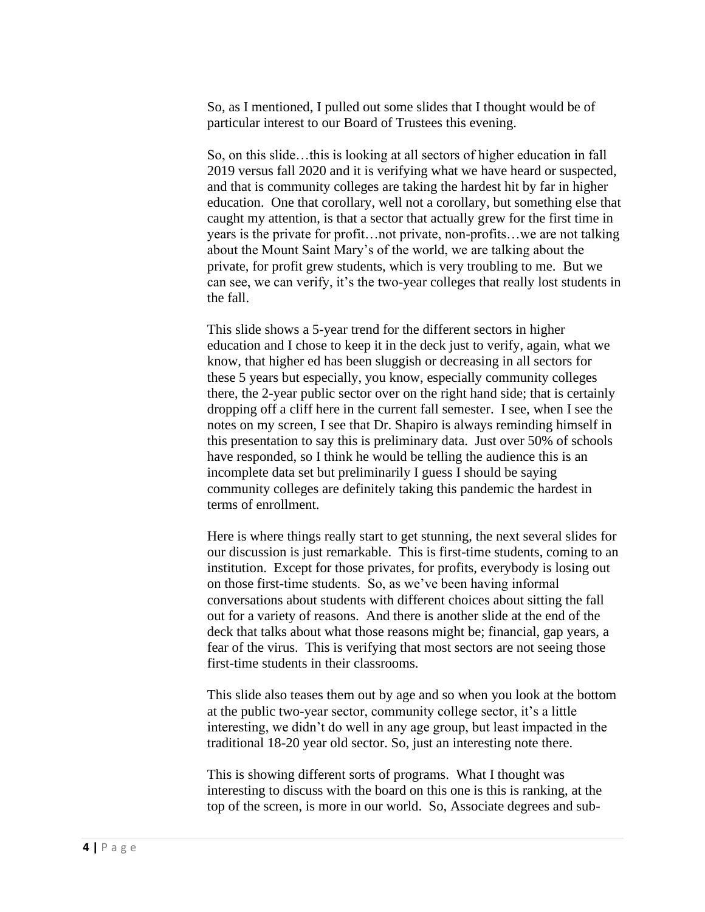So, as I mentioned, I pulled out some slides that I thought would be of particular interest to our Board of Trustees this evening.

So, on this slide…this is looking at all sectors of higher education in fall 2019 versus fall 2020 and it is verifying what we have heard or suspected, and that is community colleges are taking the hardest hit by far in higher education. One that corollary, well not a corollary, but something else that caught my attention, is that a sector that actually grew for the first time in years is the private for profit…not private, non-profits…we are not talking about the Mount Saint Mary's of the world, we are talking about the private, for profit grew students, which is very troubling to me. But we can see, we can verify, it's the two-year colleges that really lost students in the fall.

This slide shows a 5-year trend for the different sectors in higher education and I chose to keep it in the deck just to verify, again, what we know, that higher ed has been sluggish or decreasing in all sectors for these 5 years but especially, you know, especially community colleges there, the 2-year public sector over on the right hand side; that is certainly dropping off a cliff here in the current fall semester. I see, when I see the notes on my screen, I see that Dr. Shapiro is always reminding himself in this presentation to say this is preliminary data. Just over 50% of schools have responded, so I think he would be telling the audience this is an incomplete data set but preliminarily I guess I should be saying community colleges are definitely taking this pandemic the hardest in terms of enrollment.

Here is where things really start to get stunning, the next several slides for our discussion is just remarkable. This is first-time students, coming to an institution. Except for those privates, for profits, everybody is losing out on those first-time students. So, as we've been having informal conversations about students with different choices about sitting the fall out for a variety of reasons. And there is another slide at the end of the deck that talks about what those reasons might be; financial, gap years, a fear of the virus. This is verifying that most sectors are not seeing those first-time students in their classrooms.

This slide also teases them out by age and so when you look at the bottom at the public two-year sector, community college sector, it's a little interesting, we didn't do well in any age group, but least impacted in the traditional 18-20 year old sector. So, just an interesting note there.

This is showing different sorts of programs. What I thought was interesting to discuss with the board on this one is this is ranking, at the top of the screen, is more in our world. So, Associate degrees and sub-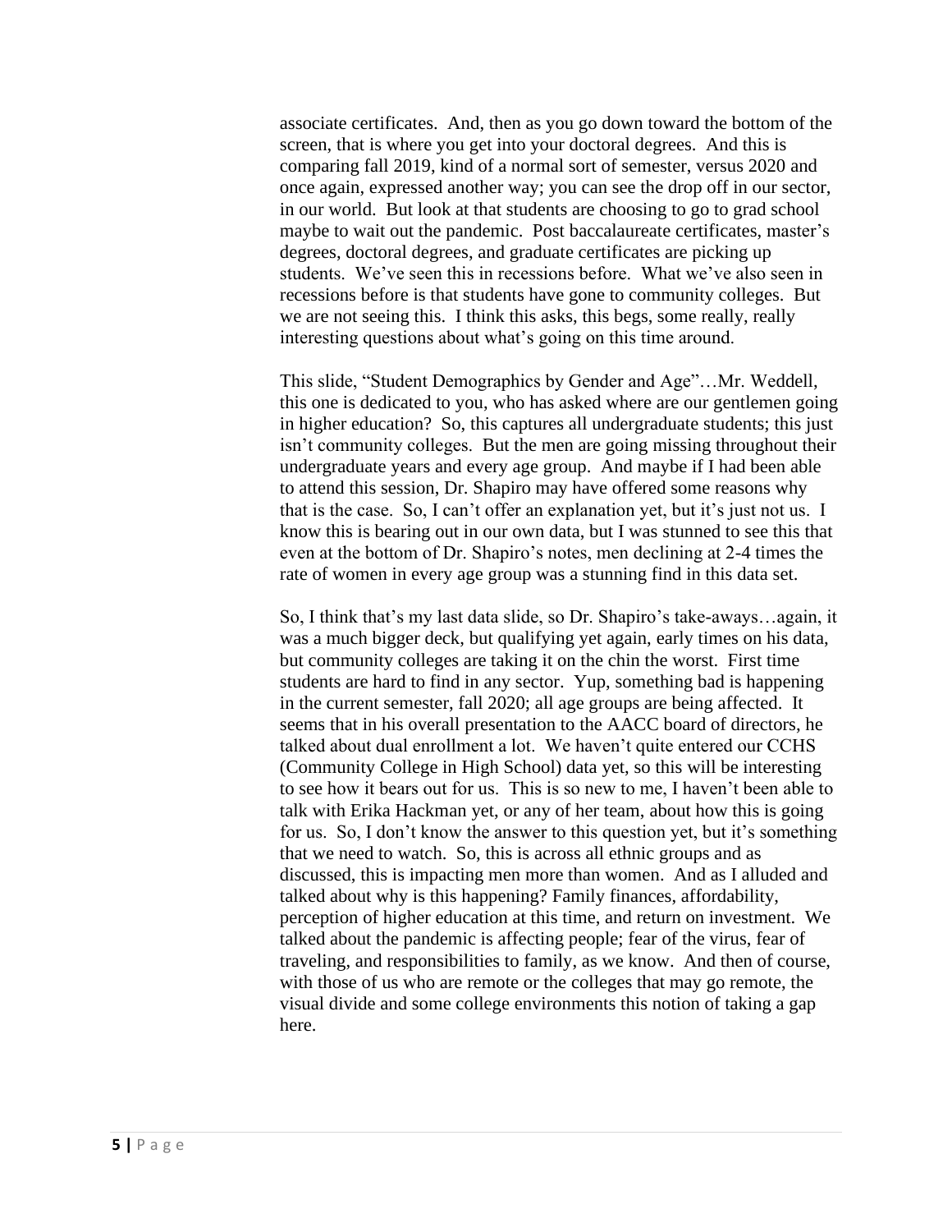associate certificates. And, then as you go down toward the bottom of the screen, that is where you get into your doctoral degrees. And this is comparing fall 2019, kind of a normal sort of semester, versus 2020 and once again, expressed another way; you can see the drop off in our sector, in our world. But look at that students are choosing to go to grad school maybe to wait out the pandemic. Post baccalaureate certificates, master's degrees, doctoral degrees, and graduate certificates are picking up students. We've seen this in recessions before. What we've also seen in recessions before is that students have gone to community colleges. But we are not seeing this. I think this asks, this begs, some really, really interesting questions about what's going on this time around.

This slide, "Student Demographics by Gender and Age"…Mr. Weddell, this one is dedicated to you, who has asked where are our gentlemen going in higher education? So, this captures all undergraduate students; this just isn't community colleges. But the men are going missing throughout their undergraduate years and every age group. And maybe if I had been able to attend this session, Dr. Shapiro may have offered some reasons why that is the case. So, I can't offer an explanation yet, but it's just not us. I know this is bearing out in our own data, but I was stunned to see this that even at the bottom of Dr. Shapiro's notes, men declining at 2-4 times the rate of women in every age group was a stunning find in this data set.

So, I think that's my last data slide, so Dr. Shapiro's take-aways…again, it was a much bigger deck, but qualifying yet again, early times on his data, but community colleges are taking it on the chin the worst. First time students are hard to find in any sector. Yup, something bad is happening in the current semester, fall 2020; all age groups are being affected. It seems that in his overall presentation to the AACC board of directors, he talked about dual enrollment a lot. We haven't quite entered our CCHS (Community College in High School) data yet, so this will be interesting to see how it bears out for us. This is so new to me, I haven't been able to talk with Erika Hackman yet, or any of her team, about how this is going for us. So, I don't know the answer to this question yet, but it's something that we need to watch. So, this is across all ethnic groups and as discussed, this is impacting men more than women. And as I alluded and talked about why is this happening? Family finances, affordability, perception of higher education at this time, and return on investment. We talked about the pandemic is affecting people; fear of the virus, fear of traveling, and responsibilities to family, as we know. And then of course, with those of us who are remote or the colleges that may go remote, the visual divide and some college environments this notion of taking a gap here.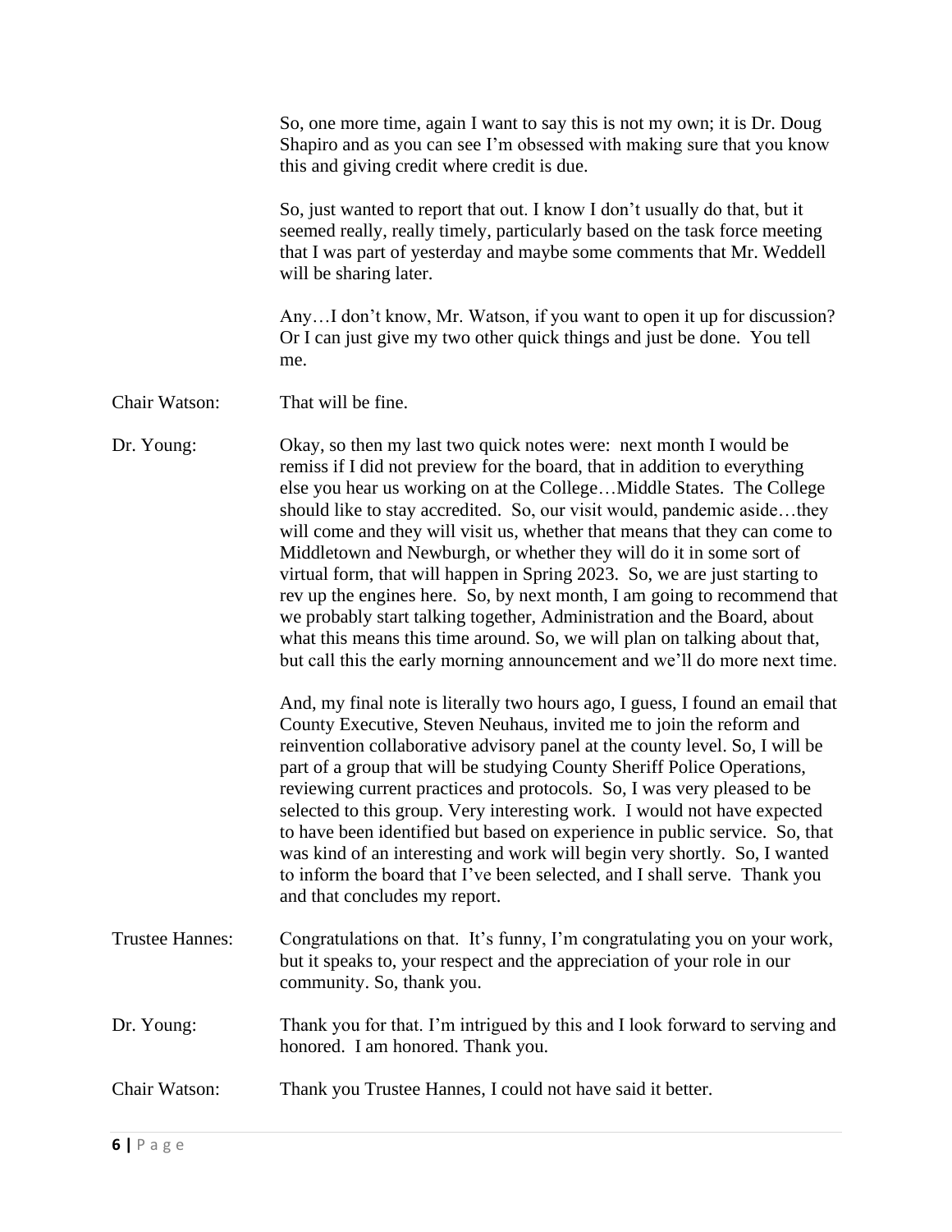So, one more time, again I want to say this is not my own; it is Dr. Doug Shapiro and as you can see I'm obsessed with making sure that you know this and giving credit where credit is due.

So, just wanted to report that out. I know I don't usually do that, but it seemed really, really timely, particularly based on the task force meeting that I was part of yesterday and maybe some comments that Mr. Weddell will be sharing later.

Any…I don't know, Mr. Watson, if you want to open it up for discussion? Or I can just give my two other quick things and just be done. You tell me.

Chair Watson: That will be fine.

Dr. Young: Okay, so then my last two quick notes were: next month I would be remiss if I did not preview for the board, that in addition to everything else you hear us working on at the College…Middle States. The College should like to stay accredited. So, our visit would, pandemic aside…they will come and they will visit us, whether that means that they can come to Middletown and Newburgh, or whether they will do it in some sort of virtual form, that will happen in Spring 2023. So, we are just starting to rev up the engines here. So, by next month, I am going to recommend that we probably start talking together, Administration and the Board, about what this means this time around. So, we will plan on talking about that, but call this the early morning announcement and we'll do more next time.

And, my final note is literally two hours ago, I guess, I found an email that County Executive, Steven Neuhaus, invited me to join the reform and reinvention collaborative advisory panel at the county level. So, I will be part of a group that will be studying County Sheriff Police Operations, reviewing current practices and protocols. So, I was very pleased to be selected to this group. Very interesting work. I would not have expected to have been identified but based on experience in public service. So, that was kind of an interesting and work will begin very shortly. So, I wanted to inform the board that I've been selected, and I shall serve. Thank you and that concludes my report.

Trustee Hannes: Congratulations on that. It's funny, I'm congratulating you on your work, but it speaks to, your respect and the appreciation of your role in our community. So, thank you.

Dr. Young: Thank you for that. I'm intrigued by this and I look forward to serving and honored. I am honored. Thank you.

Chair Watson: Thank you Trustee Hannes, I could not have said it better.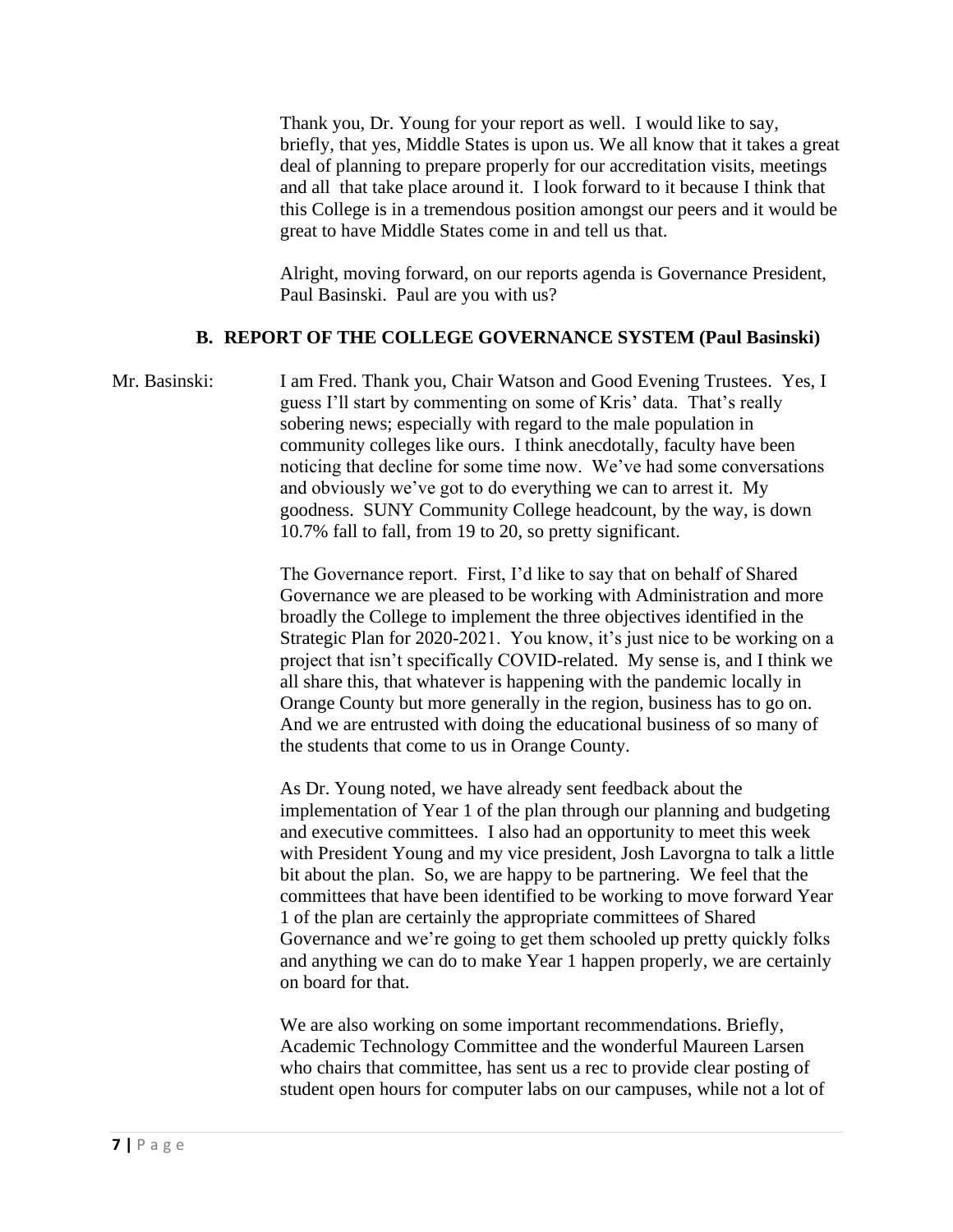Thank you, Dr. Young for your report as well. I would like to say, briefly, that yes, Middle States is upon us. We all know that it takes a great deal of planning to prepare properly for our accreditation visits, meetings and all that take place around it. I look forward to it because I think that this College is in a tremendous position amongst our peers and it would be great to have Middle States come in and tell us that.

Alright, moving forward, on our reports agenda is Governance President, Paul Basinski. Paul are you with us?

## B. REPORT OF THE COLLEGE GOVERNANCE SYSTEM (Paul Basinski)

Mr. Basinski: I am Fred. Thank you, Chair Watson and Good Evening Trustees. Yes, I guess I'll start by commenting on some of Kris' data. That's really sobering news; especially with regard to the male population in community colleges like ours. I think anecdotally, faculty have been noticing that decline for some time now. We've had some conversations and obviously we've got to do everything we can to arrest it. My goodness. SUNY Community College headcount, by the way, is down 10.7% fall to fall, from 19 to 20, so pretty significant.

The Governance report. First, I'd like to say that on behalf of Shared Governance we are pleased to be working with Administration and more broadly the College to implement the three objectives identified in the Strategic Plan for 2020-2021. You know, it's just nice to be working on a project that isn't specifically COVID-related. My sense is, and I think we all share this, that whatever is happening with the pandemic locally in Orange County but more generally in the region, business has to go on. And we are entrusted with doing the educational business of so many of the students that come to us in Orange County.

As Dr. Young noted, we have already sent feedback about the implementation of Year 1 of the plan through our planning and budgeting and executive committees. I also had an opportunity to meet this week with President Young and my vice president, Josh Lavorgna to talk a little bit about the plan. So, we are happy to be partnering. We feel that the committees that have been identified to be working to move forward Year 1 of the plan are certainly the appropriate committees of Shared Governance and we're going to get them schooled up pretty quickly folks and anything we can do to make Year 1 happen properly, we are certainly on board for that.

We are also working on some important recommendations. Briefly, Academic Technology Committee and the wonderful Maureen Larsen who chairs that committee, has sent us a rec to provide clear posting of student open hours for computer labs on our campuses, while not a lot of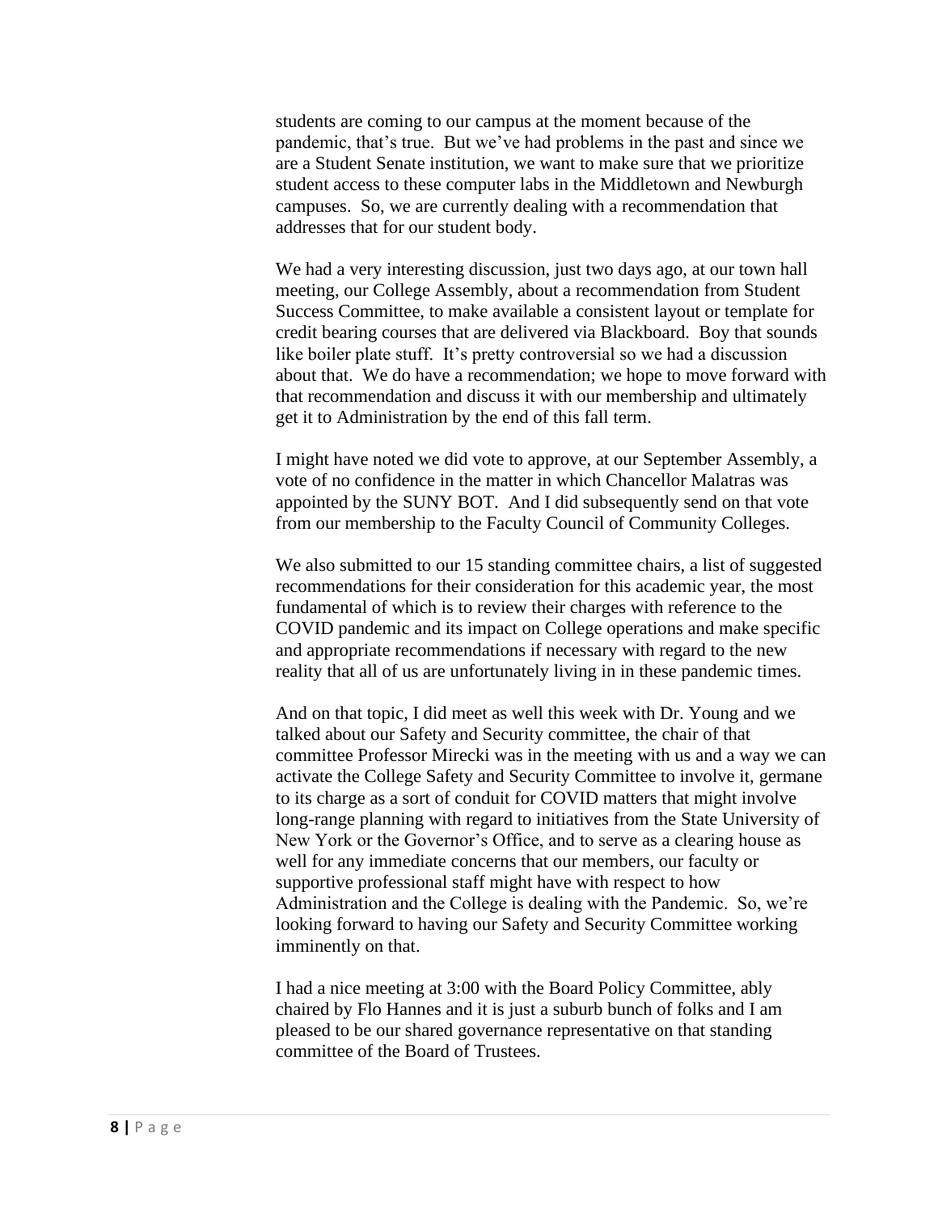students are coming to our campus at the moment because of the pandemic, that's true. But we've had problems in the past and since we are a Student Senate institution, we want to make sure that we prioritize student access to these computer labs in the Middletown and Newburgh campuses. So, we are currently dealing with a recommendation that addresses that for our student body.

We had a very interesting discussion, just two days ago, at our town hall meeting, our College Assembly, about a recommendation from Student Success Committee, to make available a consistent layout or template for credit bearing courses that are delivered via Blackboard. Boy that sounds like boiler plate stuff. It's pretty controversial so we had a discussion about that. We do have a recommendation; we hope to move forward with that recommendation and discuss it with our membership and ultimately get it to Administration by the end of this fall term.

I might have noted we did vote to approve, at our September Assembly, a vote of no confidence in the matter in which Chancellor Malatras was appointed by the SUNY BOT. And I did subsequently send on that vote from our membership to the Faculty Council of Community Colleges.

We also submitted to our 15 standing committee chairs, a list of suggested recommendations for their consideration for this academic year, the most fundamental of which is to review their charges with reference to the COVID pandemic and its impact on College operations and make specific and appropriate recommendations if necessary with regard to the new reality that all of us are unfortunately living in in these pandemic times.

And on that topic, I did meet as well this week with Dr. Young and we talked about our Safety and Security committee, the chair of that committee Professor Mirecki was in the meeting with us and a way we can activate the College Safety and Security Committee to involve it, germane to its charge as a sort of conduit for COVID matters that might involve long-range planning with regard to initiatives from the State University of New York or the Governor's Office, and to serve as a clearing house as well for any immediate concerns that our members, our faculty or supportive professional staff might have with respect to how Administration and the College is dealing with the Pandemic. So, we're looking forward to having our Safety and Security Committee working imminently on that.

I had a nice meeting at 3:00 with the Board Policy Committee, ably chaired by Flo Hannes and it is just a suburb bunch of folks and I am pleased to be our shared governance representative on that standing committee of the Board of Trustees.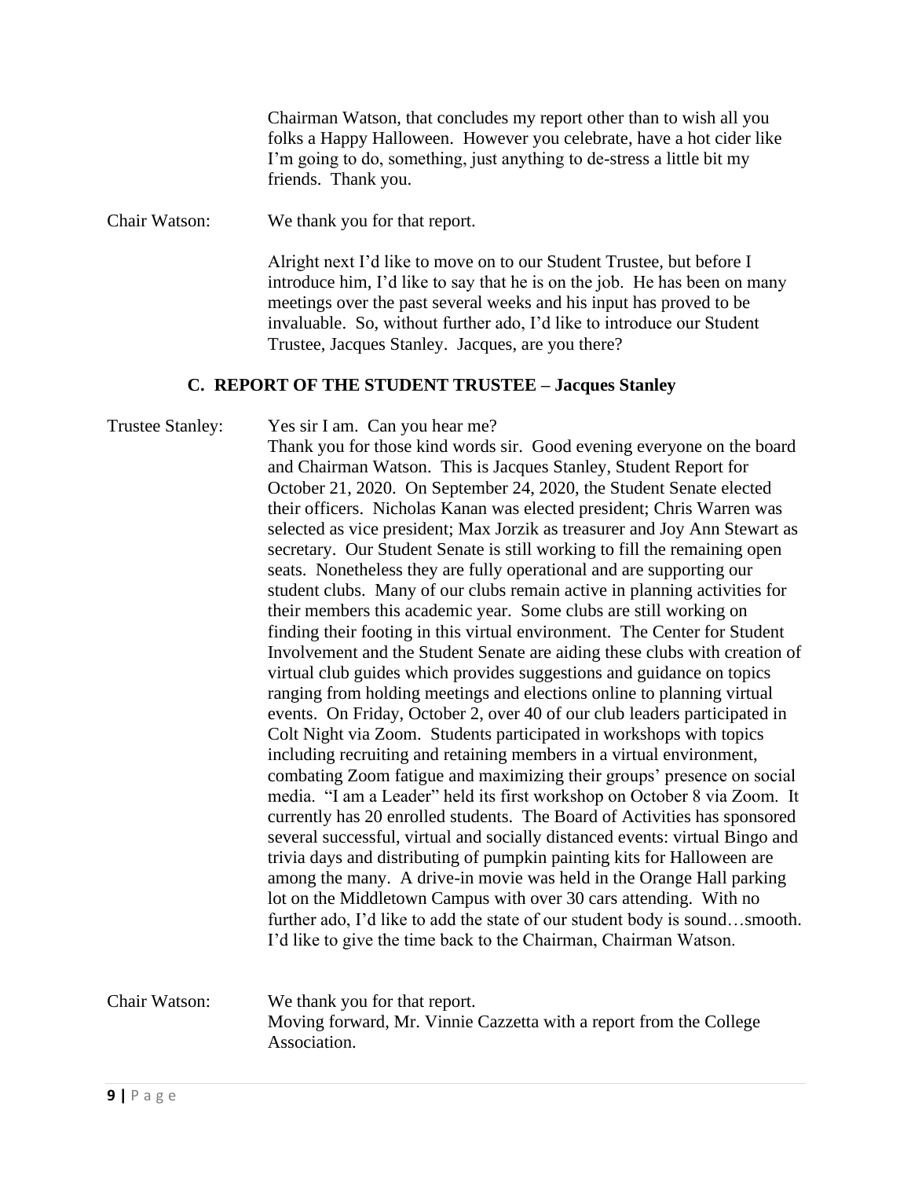Chairman Watson, that concludes my report other than to wish all you folks a Happy Halloween. However you celebrate, have a hot cider like I'm going to do, something, just anything to de-stress a little bit my friends. Thank you.

Chair Watson: We thank you for that report.

Alright next I'd like to move on to our Student Trustee, but before I introduce him, I'd like to say that he is on the job. He has been on many meetings over the past several weeks and his input has proved to be invaluable. So, without further ado, I'd like to introduce our Student Trustee, Jacques Stanley. Jacques, are you there?

### C. REPORT OF THE STUDENT TRUSTEE – Jacques Stanley

Trustee Stanley: Yes sir I am. Can you hear me?

Thank you for those kind words sir. Good evening everyone on the board and Chairman Watson. This is Jacques Stanley, Student Report for October 21, 2020. On September 24, 2020, the Student Senate elected their officers. Nicholas Kanan was elected president; Chris Warren was selected as vice president; Max Jorzik as treasurer and Joy Ann Stewart as secretary. Our Student Senate is still working to fill the remaining open seats. Nonetheless they are fully operational and are supporting our student clubs. Many of our clubs remain active in planning activities for their members this academic year. Some clubs are still working on finding their footing in this virtual environment. The Center for Student Involvement and the Student Senate are aiding these clubs with creation of virtual club guides which provides suggestions and guidance on topics ranging from holding meetings and elections online to planning virtual events. On Friday, October 2, over 40 of our club leaders participated in Colt Night via Zoom. Students participated in workshops with topics including recruiting and retaining members in a virtual environment, combating Zoom fatigue and maximizing their groups' presence on social media. "I am a Leader" held its first workshop on October 8 via Zoom. It currently has 20 enrolled students. The Board of Activities has sponsored several successful, virtual and socially distanced events: virtual Bingo and trivia days and distributing of pumpkin painting kits for Halloween are among the many. A drive-in movie was held in the Orange Hall parking lot on the Middletown Campus with over 30 cars attending. With no further ado, I'd like to add the state of our student body is sound…smooth. I'd like to give the time back to the Chairman, Chairman Watson.

Chair Watson: We thank you for that report.

Moving forward, Mr. Vinnie Cazzetta with a report from the College Association.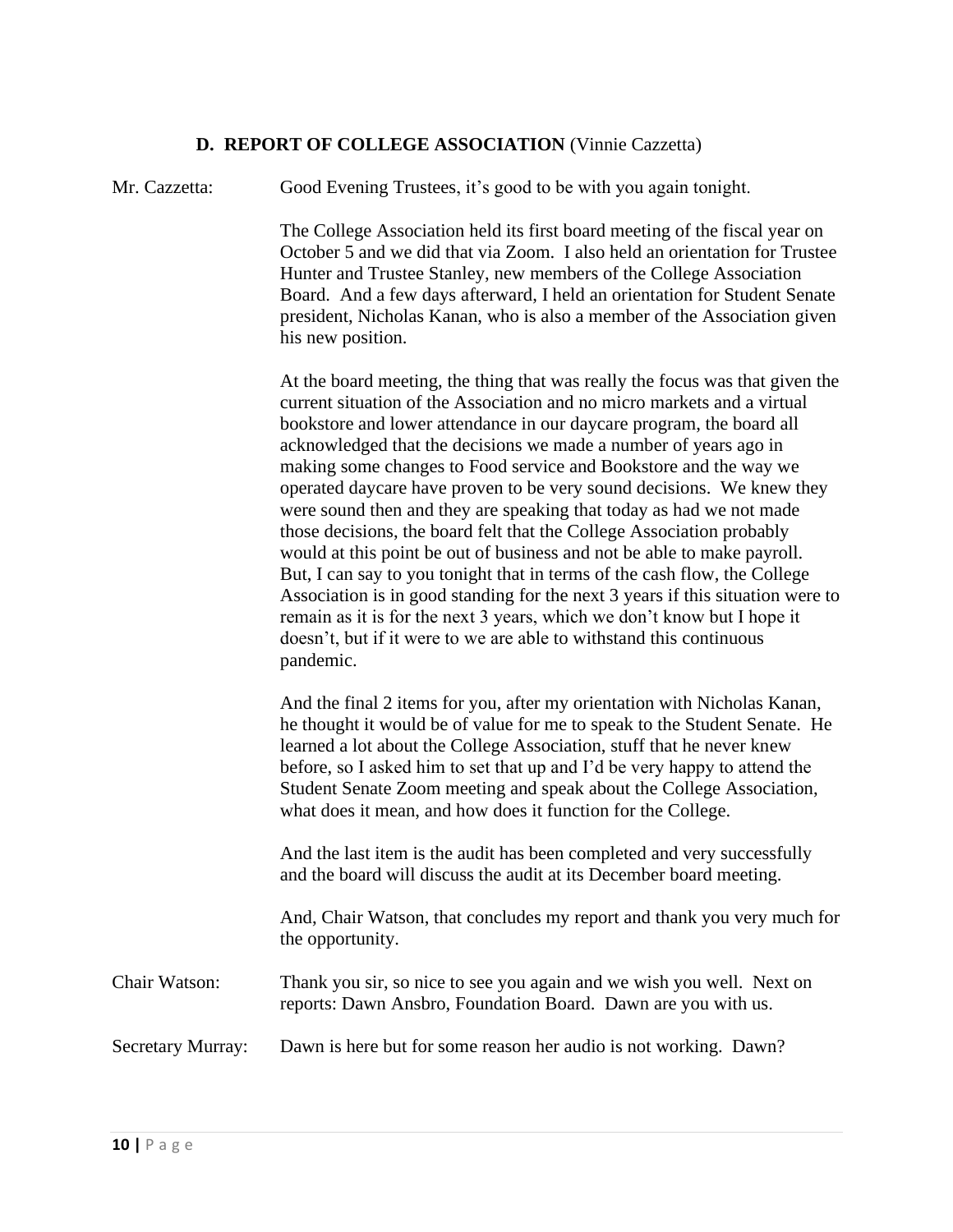**D. REPORT OF COLLEGE ASSOCIATION** (Vinnie Cazzetta)

Mr. Cazzetta: Good Evening Trustees, it's good to be with you again tonight.

The College Association held its first board meeting of the fiscal year on October 5 and we did that via Zoom. I also held an orientation for Trustee Hunter and Trustee Stanley, new members of the College Association Board. And a few days afterward, I held an orientation for Student Senate president, Nicholas Kanan, who is also a member of the Association given his new position.

At the board meeting, the thing that was really the focus was that given the current situation of the Association and no micro markets and a virtual bookstore and lower attendance in our daycare program, the board all acknowledged that the decisions we made a number of years ago in making some changes to Food service and Bookstore and the way we operated daycare have proven to be very sound decisions. We knew they were sound then and they are speaking that today as had we not made those decisions, the board felt that the College Association probably would at this point be out of business and not be able to make payroll. But, I can say to you tonight that in terms of the cash flow, the College Association is in good standing for the next 3 years if this situation were to remain as it is for the next 3 years, which we don't know but I hope it doesn't, but if it were to we are able to withstand this continuous pandemic.

And the final 2 items for you, after my orientation with Nicholas Kanan, he thought it would be of value for me to speak to the Student Senate. He learned a lot about the College Association, stuff that he never knew before, so I asked him to set that up and I'd be very happy to attend the Student Senate Zoom meeting and speak about the College Association, what does it mean, and how does it function for the College.

And the last item is the audit has been completed and very successfully and the board will discuss the audit at its December board meeting.

And, Chair Watson, that concludes my report and thank you very much for the opportunity.

Chair Watson: Thank you sir, so nice to see you again and we wish you well. Next on reports: Dawn Ansbro, Foundation Board. Dawn are you with us.

Secretary Murray: Dawn is here but for some reason her audio is not working. Dawn?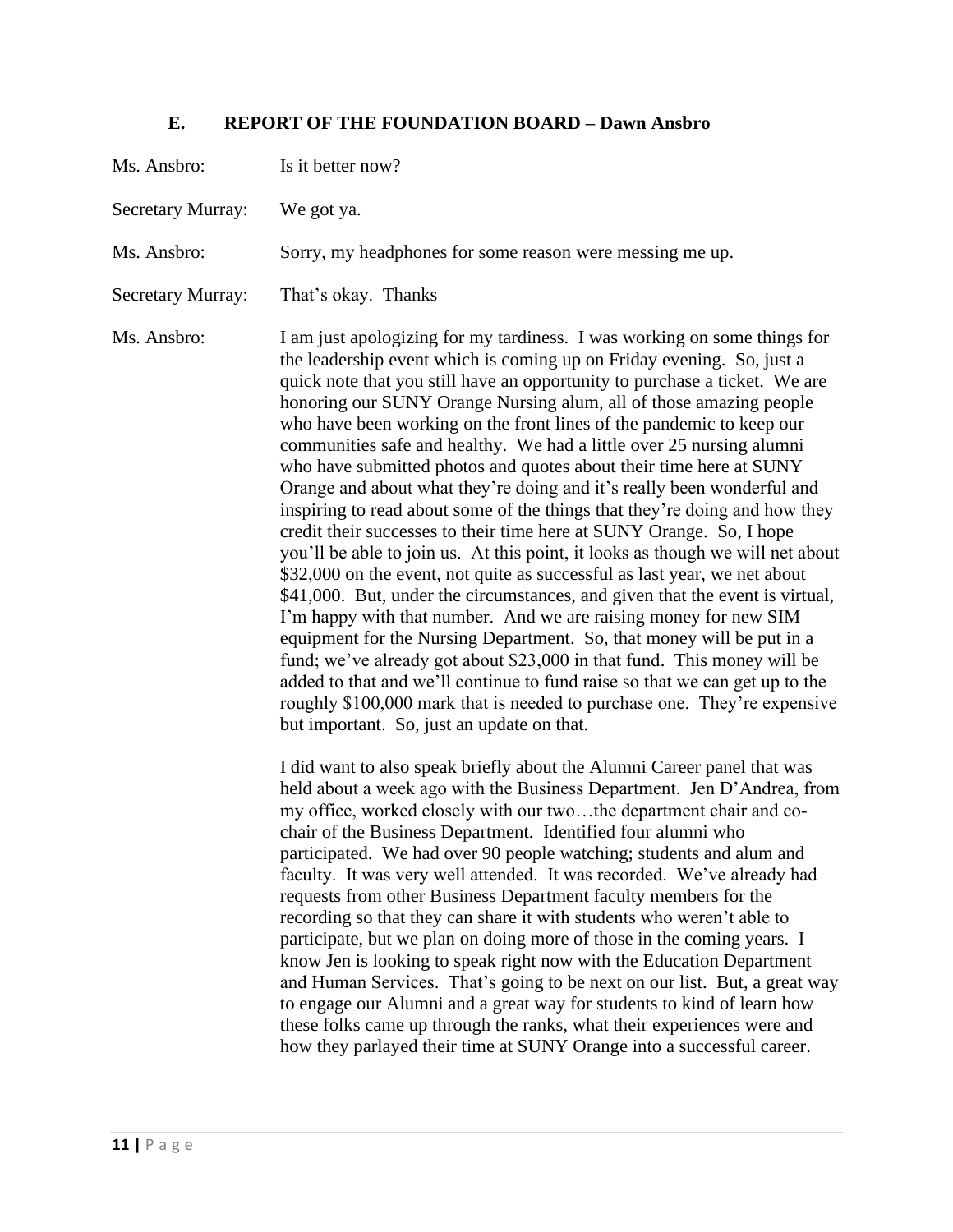### E. REPORT OF THE FOUNDATION BOARD – Dawn Ansbro

Ms. Ansbro: Is it better now?

Secretary Murray: We got ya.

Ms. Ansbro: Sorry, my headphones for some reason were messing me up.

Secretary Murray: That's okay. Thanks

Ms. Ansbro: I am just apologizing for my tardiness. I was working on some things for the leadership event which is coming up on Friday evening. So, just a quick note that you still have an opportunity to purchase a ticket. We are honoring our SUNY Orange Nursing alum, all of those amazing people who have been working on the front lines of the pandemic to keep our communities safe and healthy. We had a little over 25 nursing alumni who have submitted photos and quotes about their time here at SUNY Orange and about what they're doing and it's really been wonderful and inspiring to read about some of the things that they're doing and how they credit their successes to their time here at SUNY Orange. So, I hope you'll be able to join us. At this point, it looks as though we will net about \$32,000 on the event, not quite as successful as last year, we net about \$41,000. But, under the circumstances, and given that the event is virtual, I'm happy with that number. And we are raising money for new SIM equipment for the Nursing Department. So, that money will be put in a fund; we've already got about \$23,000 in that fund. This money will be added to that and we'll continue to fund raise so that we can get up to the roughly \$100,000 mark that is needed to purchase one. They're expensive but important. So, just an update on that.

I did want to also speak briefly about the Alumni Career panel that was held about a week ago with the Business Department. Jen D'Andrea, from my office, worked closely with our two…the department chair and co-chair of the Business Department. Identified four alumni who participated. We had over 90 people watching; students and alum and faculty. It was very well attended. It was recorded. We've already had requests from other Business Department faculty members for the recording so that they can share it with students who weren't able to participate, but we plan on doing more of those in the coming years. I know Jen is looking to speak right now with the Education Department and Human Services. That's going to be next on our list. But, a great way to engage our Alumni and a great way for students to kind of learn how these folks came up through the ranks, what their experiences were and how they parlayed their time at SUNY Orange into a successful career.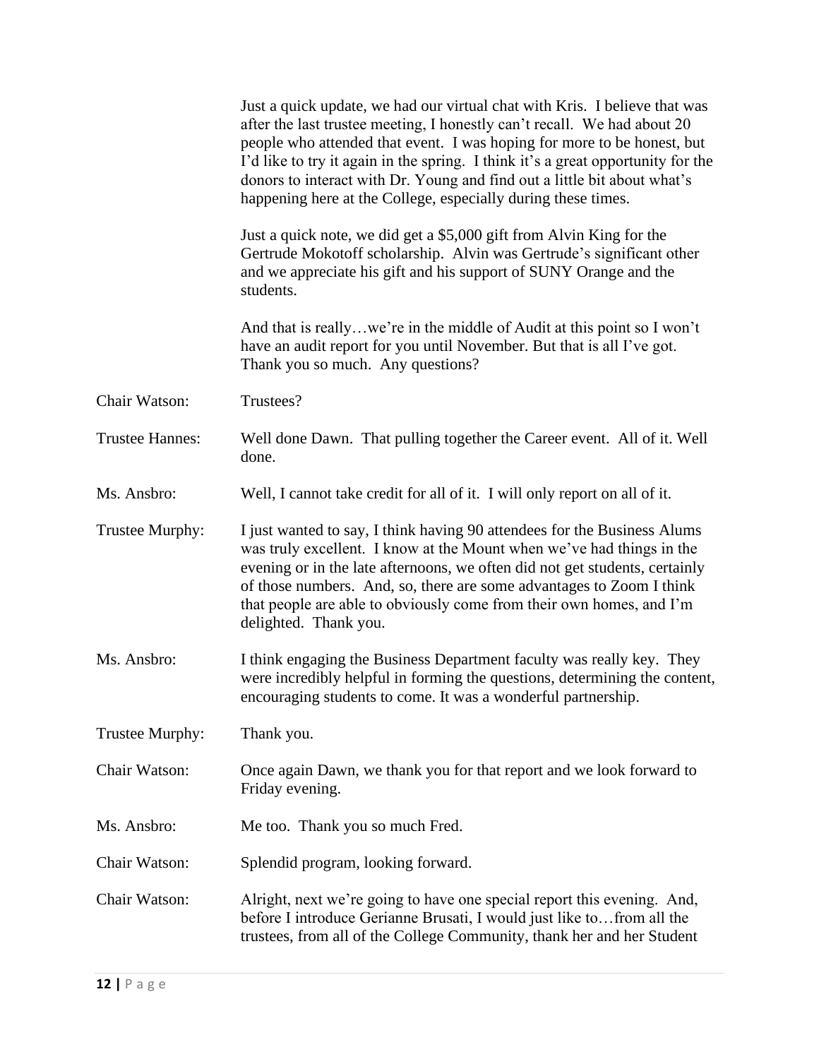Just a quick update, we had our virtual chat with Kris. I believe that was after the last trustee meeting, I honestly can't recall. We had about 20 people who attended that event. I was hoping for more to be honest, but I'd like to try it again in the spring. I think it's a great opportunity for the donors to interact with Dr. Young and find out a little bit about what's happening here at the College, especially during these times.

Just a quick note, we did get a $5,000 gift from Alvin King for the Gertrude Mokotoff scholarship. Alvin was Gertrude's significant other and we appreciate his gift and his support of SUNY Orange and the students.

And that is really…we're in the middle of Audit at this point so I won't have an audit report for you until November. But that is all I've got. Thank you so much. Any questions?

Chair Watson: Trustees?

Trustee Hannes: Well done Dawn. That pulling together the Career event. All of it. Well done.

Ms. Ansbro: Well, I cannot take credit for all of it. I will only report on all of it.

Trustee Murphy: I just wanted to say, I think having 90 attendees for the Business Alums was truly excellent. I know at the Mount when we've had things in the evening or in the late afternoons, we often did not get students, certainly of those numbers. And, so, there are some advantages to Zoom I think that people are able to obviously come from their own homes, and I'm delighted. Thank you.

Ms. Ansbro: I think engaging the Business Department faculty was really key. They were incredibly helpful in forming the questions, determining the content, encouraging students to come. It was a wonderful partnership.

Trustee Murphy: Thank you.

Chair Watson: Once again Dawn, we thank you for that report and we look forward to Friday evening.

Ms. Ansbro: Me too. Thank you so much Fred.

Chair Watson: Splendid program, looking forward.

Chair Watson: Alright, next we're going to have one special report this evening. And, before I introduce Gerianne Brusati, I would just like to…from all the trustees, from all of the College Community, thank her and her Student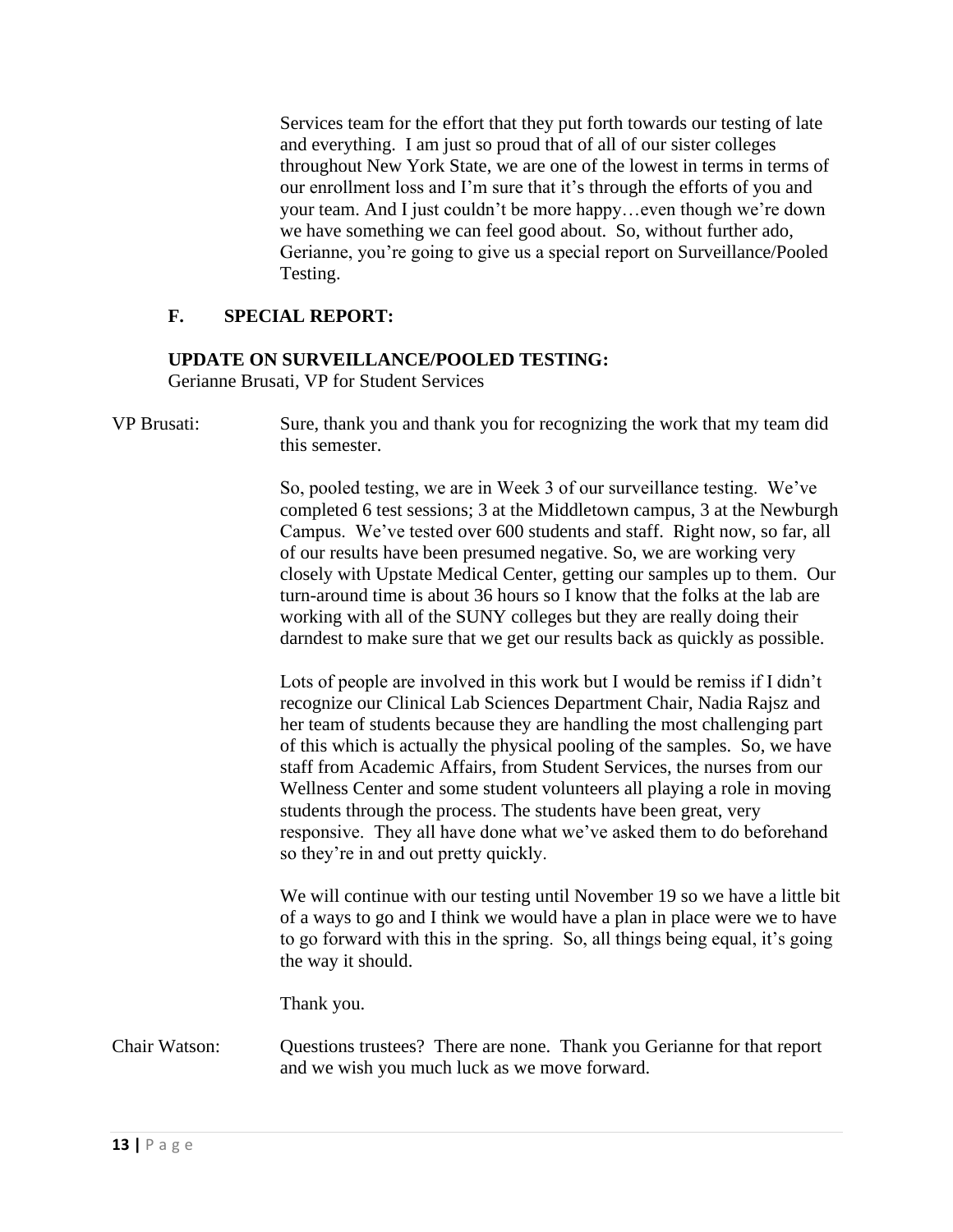Services team for the effort that they put forth towards our testing of late and everything. I am just so proud that of all of our sister colleges throughout New York State, we are one of the lowest in terms in terms of our enrollment loss and I'm sure that it's through the efforts of you and your team. And I just couldn't be more happy…even though we're down we have something we can feel good about. So, without further ado, Gerianne, you're going to give us a special report on Surveillance/Pooled Testing.

## F. SPECIAL REPORT:

### UPDATE ON SURVEILLANCE/POOLED TESTING:

Gerianne Brusati, VP for Student Services

VP Brusati: Sure, thank you and thank you for recognizing the work that my team did this semester.

So, pooled testing, we are in Week 3 of our surveillance testing. We've completed 6 test sessions; 3 at the Middletown campus, 3 at the Newburgh Campus. We've tested over 600 students and staff. Right now, so far, all of our results have been presumed negative. So, we are working very closely with Upstate Medical Center, getting our samples up to them. Our turn-around time is about 36 hours so I know that the folks at the lab are working with all of the SUNY colleges but they are really doing their darndest to make sure that we get our results back as quickly as possible.

Lots of people are involved in this work but I would be remiss if I didn't recognize our Clinical Lab Sciences Department Chair, Nadia Rajsz and her team of students because they are handling the most challenging part of this which is actually the physical pooling of the samples. So, we have staff from Academic Affairs, from Student Services, the nurses from our Wellness Center and some student volunteers all playing a role in moving students through the process. The students have been great, very responsive. They all have done what we've asked them to do beforehand so they're in and out pretty quickly.

We will continue with our testing until November 19 so we have a little bit of a ways to go and I think we would have a plan in place were we to have to go forward with this in the spring. So, all things being equal, it's going the way it should.

Thank you.

Chair Watson: Questions trustees? There are none. Thank you Gerianne for that report and we wish you much luck as we move forward.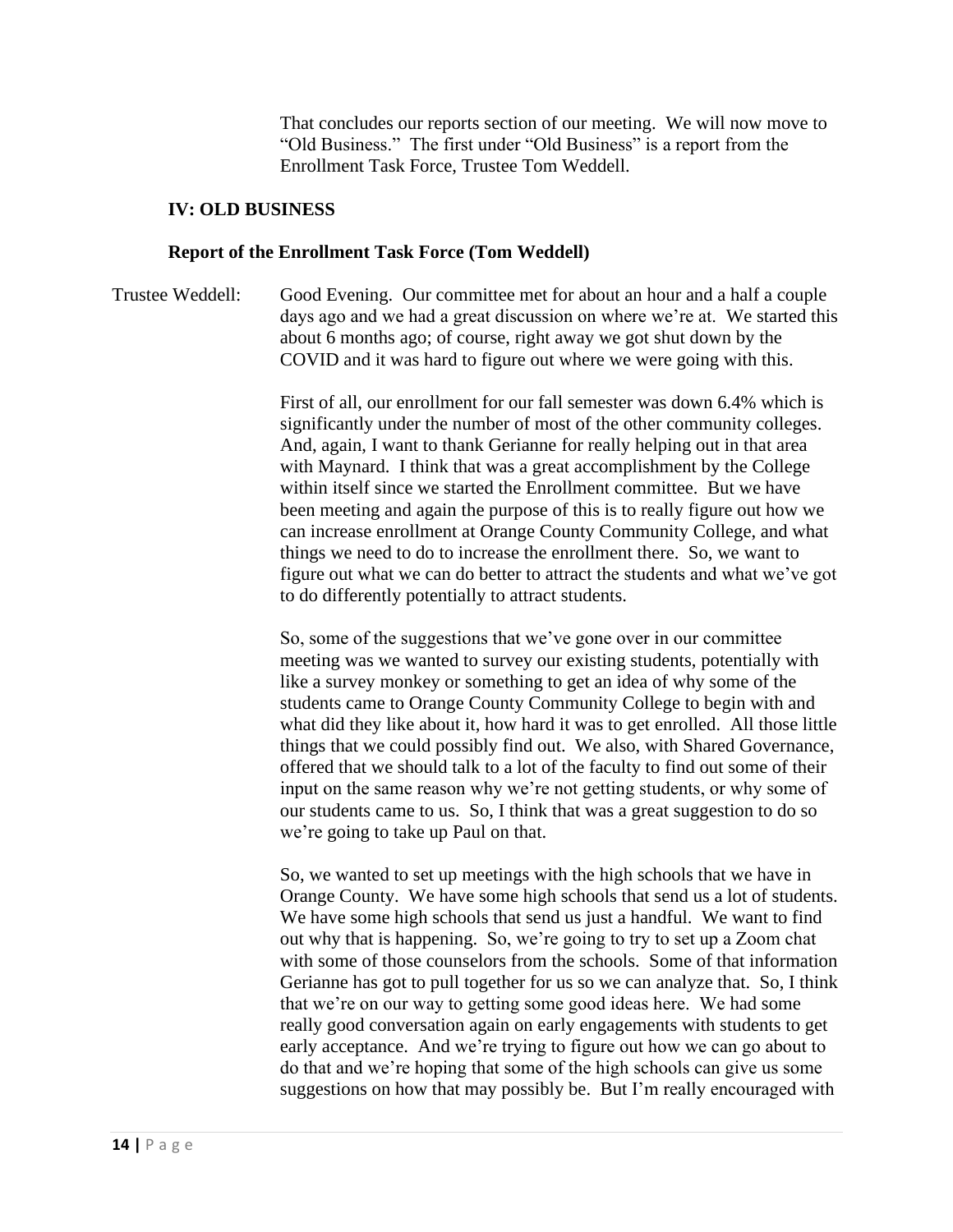That concludes our reports section of our meeting. We will now move to "Old Business." The first under "Old Business" is a report from the Enrollment Task Force, Trustee Tom Weddell.

## IV: OLD BUSINESS

### Report of the Enrollment Task Force (Tom Weddell)

Trustee Weddell: Good Evening. Our committee met for about an hour and a half a couple days ago and we had a great discussion on where we're at. We started this about 6 months ago; of course, right away we got shut down by the COVID and it was hard to figure out where we were going with this.

First of all, our enrollment for our fall semester was down 6.4% which is significantly under the number of most of the other community colleges. And, again, I want to thank Gerianne for really helping out in that area with Maynard. I think that was a great accomplishment by the College within itself since we started the Enrollment committee. But we have been meeting and again the purpose of this is to really figure out how we can increase enrollment at Orange County Community College, and what things we need to do to increase the enrollment there. So, we want to figure out what we can do better to attract the students and what we've got to do differently potentially to attract students.

So, some of the suggestions that we've gone over in our committee meeting was we wanted to survey our existing students, potentially with like a survey monkey or something to get an idea of why some of the students came to Orange County Community College to begin with and what did they like about it, how hard it was to get enrolled. All those little things that we could possibly find out. We also, with Shared Governance, offered that we should talk to a lot of the faculty to find out some of their input on the same reason why we're not getting students, or why some of our students came to us. So, I think that was a great suggestion to do so we're going to take up Paul on that.

So, we wanted to set up meetings with the high schools that we have in Orange County. We have some high schools that send us a lot of students. We have some high schools that send us just a handful. We want to find out why that is happening. So, we're going to try to set up a Zoom chat with some of those counselors from the schools. Some of that information Gerianne has got to pull together for us so we can analyze that. So, I think that we're on our way to getting some good ideas here. We had some really good conversation again on early engagements with students to get early acceptance. And we're trying to figure out how we can go about to do that and we're hoping that some of the high schools can give us some suggestions on how that may possibly be. But I'm really encouraged with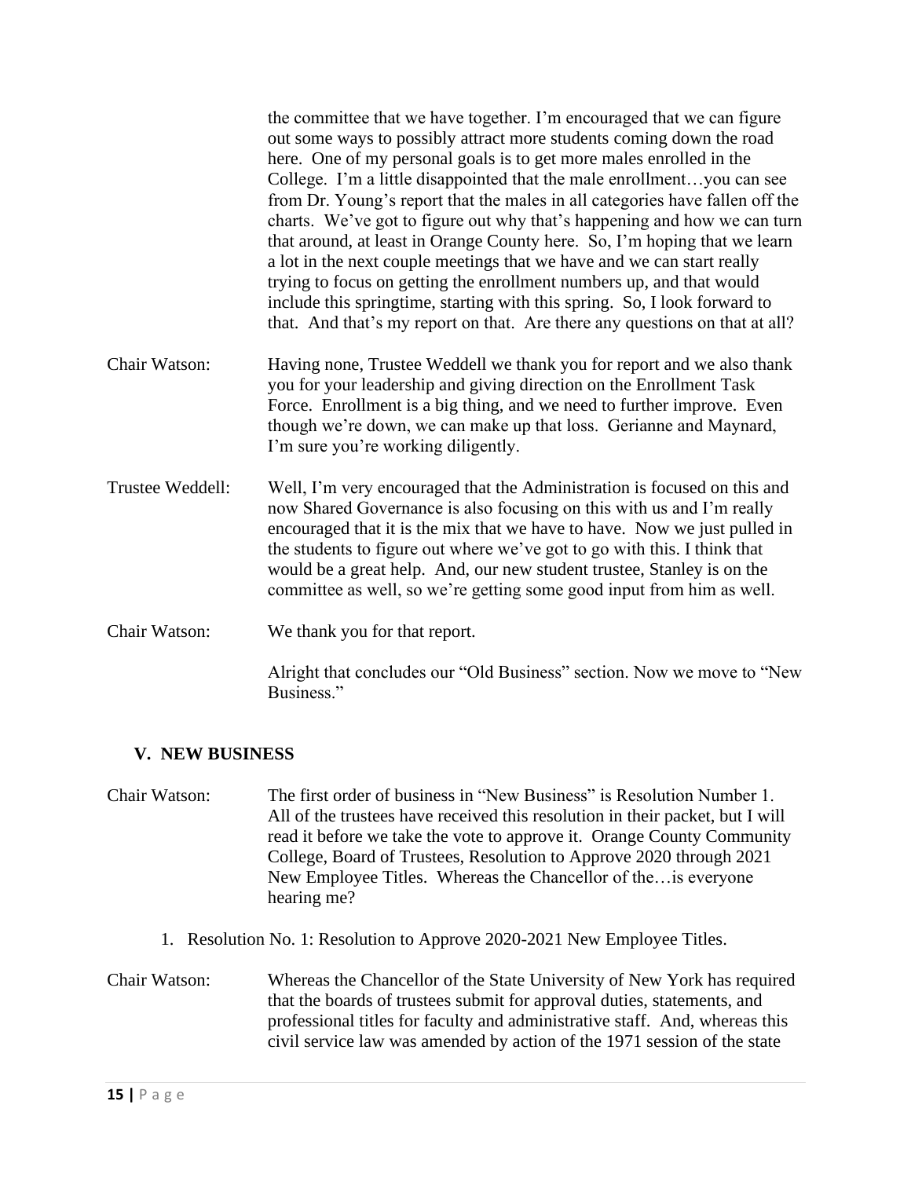the committee that we have together. I'm encouraged that we can figure out some ways to possibly attract more students coming down the road here. One of my personal goals is to get more males enrolled in the College. I'm a little disappointed that the male enrollment…you can see from Dr. Young's report that the males in all categories have fallen off the charts. We've got to figure out why that's happening and how we can turn that around, at least in Orange County here. So, I'm hoping that we learn a lot in the next couple meetings that we have and we can start really trying to focus on getting the enrollment numbers up, and that would include this springtime, starting with this spring. So, I look forward to that. And that's my report on that. Are there any questions on that at all?

Chair Watson: Having none, Trustee Weddell we thank you for report and we also thank you for your leadership and giving direction on the Enrollment Task Force. Enrollment is a big thing, and we need to further improve. Even though we're down, we can make up that loss. Gerianne and Maynard, I'm sure you're working diligently.

Trustee Weddell: Well, I'm very encouraged that the Administration is focused on this and now Shared Governance is also focusing on this with us and I'm really encouraged that it is the mix that we have to have. Now we just pulled in the students to figure out where we've got to go with this. I think that would be a great help. And, our new student trustee, Stanley is on the committee as well, so we're getting some good input from him as well.

Chair Watson: We thank you for that report.

Alright that concludes our "Old Business" section. Now we move to "New Business."

## V. NEW BUSINESS

Chair Watson: The first order of business in "New Business" is Resolution Number 1. All of the trustees have received this resolution in their packet, but I will read it before we take the vote to approve it. Orange County Community College, Board of Trustees, Resolution to Approve 2020 through 2021 New Employee Titles. Whereas the Chancellor of the…is everyone hearing me?

1. Resolution No. 1: Resolution to Approve 2020-2021 New Employee Titles.

Chair Watson: Whereas the Chancellor of the State University of New York has required that the boards of trustees submit for approval duties, statements, and professional titles for faculty and administrative staff. And, whereas this civil service law was amended by action of the 1971 session of the state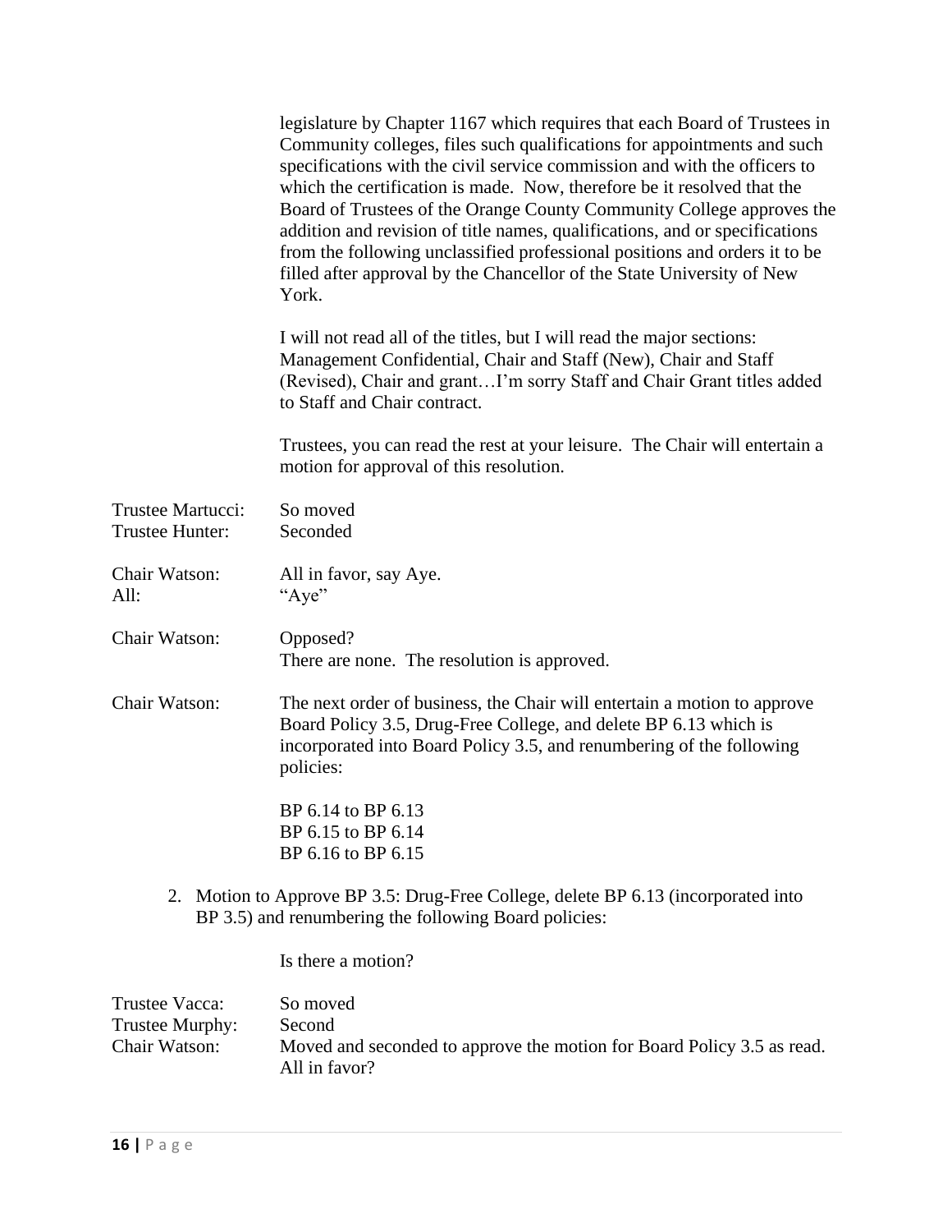legislature by Chapter 1167 which requires that each Board of Trustees in Community colleges, files such qualifications for appointments and such specifications with the civil service commission and with the officers to which the certification is made. Now, therefore be it resolved that the Board of Trustees of the Orange County Community College approves the addition and revision of title names, qualifications, and or specifications from the following unclassified professional positions and orders it to be filled after approval by the Chancellor of the State University of New York.

I will not read all of the titles, but I will read the major sections: Management Confidential, Chair and Staff (New), Chair and Staff (Revised), Chair and grant…I'm sorry Staff and Chair Grant titles added to Staff and Chair contract.

Trustees, you can read the rest at your leisure. The Chair will entertain a motion for approval of this resolution.

Trustee Martucci: So moved
Trustee Hunter: Seconded

Chair Watson: All in favor, say Aye.
All: "Aye"

Chair Watson: Opposed?
There are none. The resolution is approved.

Chair Watson: The next order of business, the Chair will entertain a motion to approve Board Policy 3.5, Drug-Free College, and delete BP 6.13 which is incorporated into Board Policy 3.5, and renumbering of the following policies:

BP 6.14 to BP 6.13
BP 6.15 to BP 6.14
BP 6.16 to BP 6.15

2. Motion to Approve BP 3.5: Drug-Free College, delete BP 6.13 (incorporated into BP 3.5) and renumbering the following Board policies:

Is there a motion?

Trustee Vacca: So moved
Trustee Murphy: Second
Chair Watson: Moved and seconded to approve the motion for Board Policy 3.5 as read. All in favor?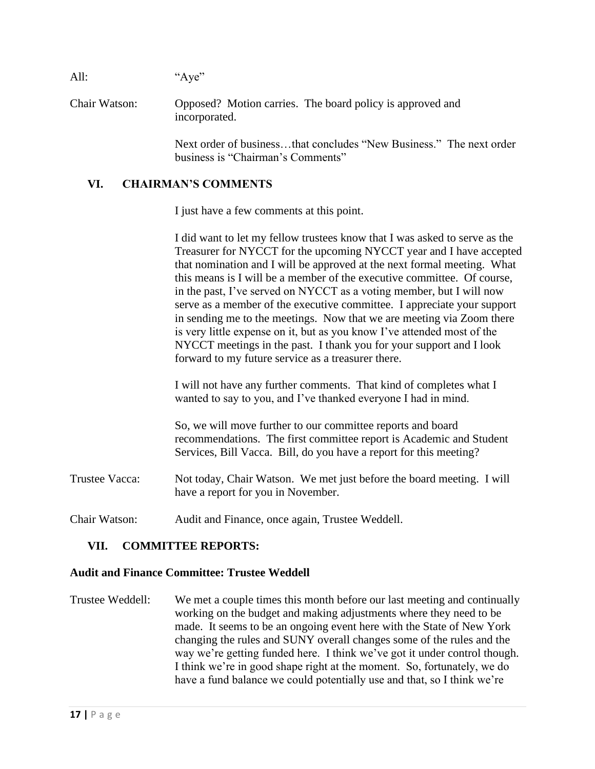All: "Aye"

Chair Watson: Opposed? Motion carries. The board policy is approved and incorporated.

Next order of business…that concludes "New Business." The next order business is "Chairman's Comments"

## VI. CHAIRMAN'S COMMENTS

I just have a few comments at this point.

I did want to let my fellow trustees know that I was asked to serve as the Treasurer for NYCCT for the upcoming NYCCT year and I have accepted that nomination and I will be approved at the next formal meeting. What this means is I will be a member of the executive committee. Of course, in the past, I've served on NYCCT as a voting member, but I will now serve as a member of the executive committee. I appreciate your support in sending me to the meetings. Now that we are meeting via Zoom there is very little expense on it, but as you know I've attended most of the NYCCT meetings in the past. I thank you for your support and I look forward to my future service as a treasurer there.

I will not have any further comments. That kind of completes what I wanted to say to you, and I've thanked everyone I had in mind.

So, we will move further to our committee reports and board recommendations. The first committee report is Academic and Student Services, Bill Vacca. Bill, do you have a report for this meeting?

Trustee Vacca: Not today, Chair Watson. We met just before the board meeting. I will have a report for you in November.

Chair Watson: Audit and Finance, once again, Trustee Weddell.

## VII. COMMITTEE REPORTS:

**Audit and Finance Committee: Trustee Weddell**

Trustee Weddell: We met a couple times this month before our last meeting and continually working on the budget and making adjustments where they need to be made. It seems to be an ongoing event here with the State of New York changing the rules and SUNY overall changes some of the rules and the way we're getting funded here. I think we've got it under control though. I think we're in good shape right at the moment. So, fortunately, we do have a fund balance we could potentially use and that, so I think we're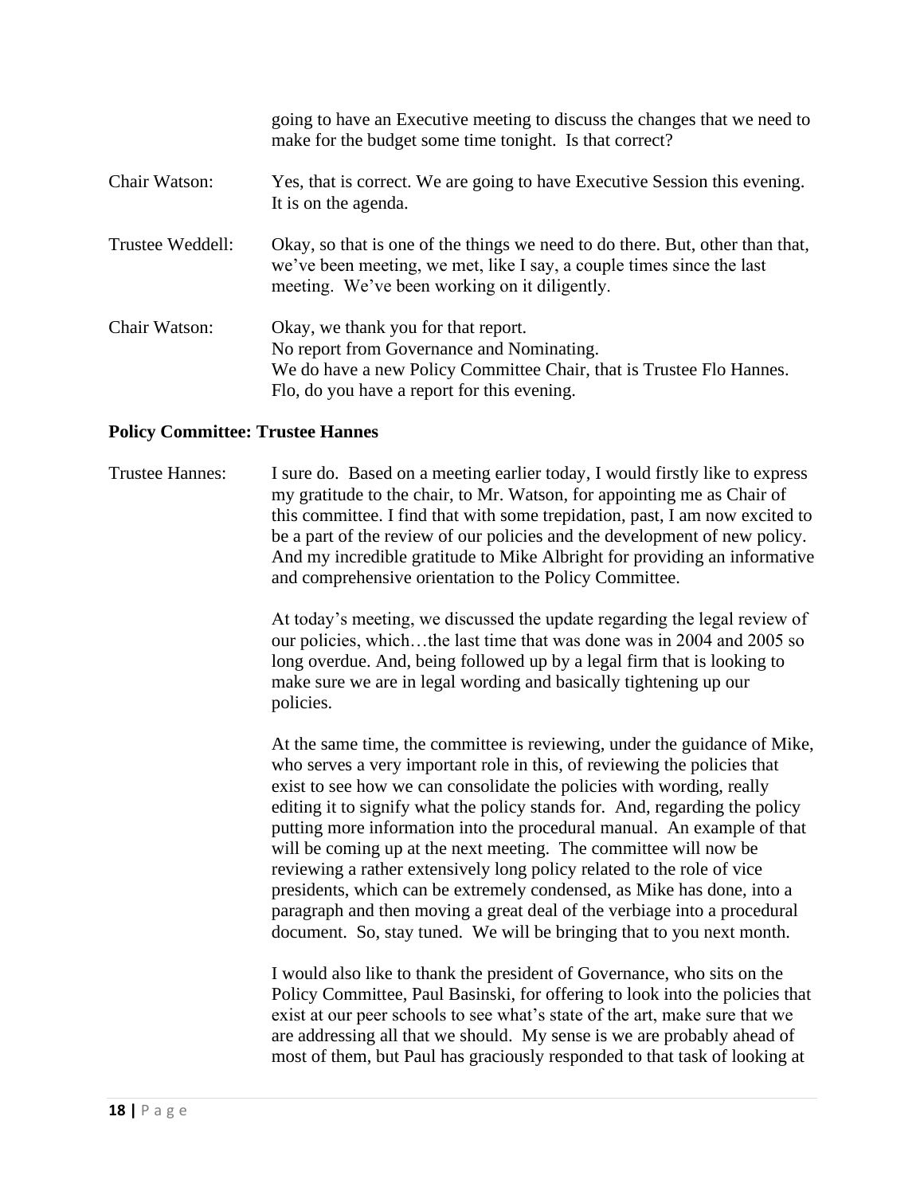going to have an Executive meeting to discuss the changes that we need to make for the budget some time tonight. Is that correct?

Chair Watson: Yes, that is correct. We are going to have Executive Session this evening. It is on the agenda.

Trustee Weddell: Okay, so that is one of the things we need to do there. But, other than that, we've been meeting, we met, like I say, a couple times since the last meeting. We've been working on it diligently.

Chair Watson: Okay, we thank you for that report.
No report from Governance and Nominating.
We do have a new Policy Committee Chair, that is Trustee Flo Hannes.
Flo, do you have a report for this evening.

**Policy Committee: Trustee Hannes**

Trustee Hannes: I sure do. Based on a meeting earlier today, I would firstly like to express my gratitude to the chair, to Mr. Watson, for appointing me as Chair of this committee. I find that with some trepidation, past, I am now excited to be a part of the review of our policies and the development of new policy. And my incredible gratitude to Mike Albright for providing an informative and comprehensive orientation to the Policy Committee.

At today's meeting, we discussed the update regarding the legal review of our policies, which…the last time that was done was in 2004 and 2005 so long overdue. And, being followed up by a legal firm that is looking to make sure we are in legal wording and basically tightening up our policies.

At the same time, the committee is reviewing, under the guidance of Mike, who serves a very important role in this, of reviewing the policies that exist to see how we can consolidate the policies with wording, really editing it to signify what the policy stands for. And, regarding the policy putting more information into the procedural manual. An example of that will be coming up at the next meeting. The committee will now be reviewing a rather extensively long policy related to the role of vice presidents, which can be extremely condensed, as Mike has done, into a paragraph and then moving a great deal of the verbiage into a procedural document. So, stay tuned. We will be bringing that to you next month.

I would also like to thank the president of Governance, who sits on the Policy Committee, Paul Basinski, for offering to look into the policies that exist at our peer schools to see what's state of the art, make sure that we are addressing all that we should. My sense is we are probably ahead of most of them, but Paul has graciously responded to that task of looking at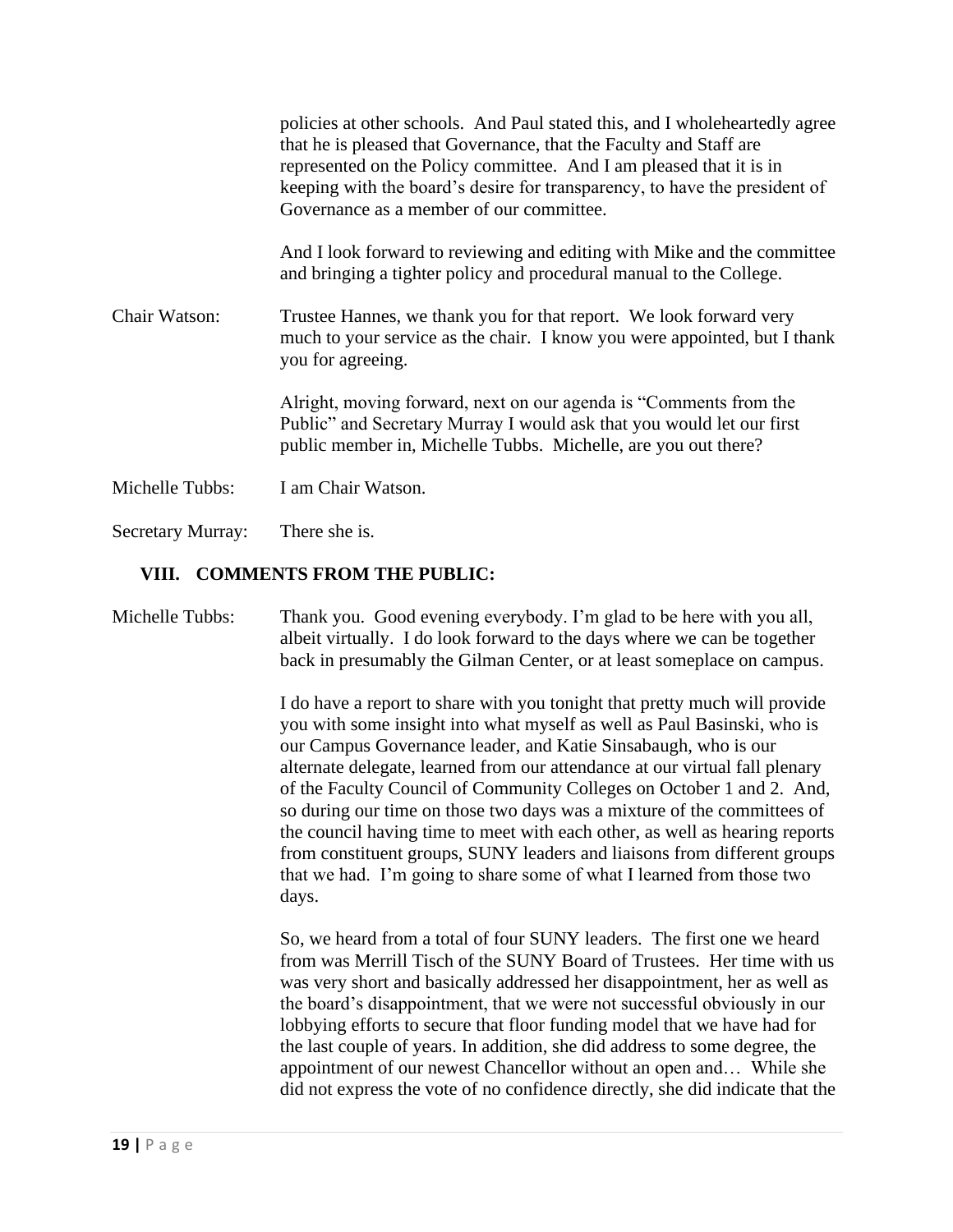policies at other schools. And Paul stated this, and I wholeheartedly agree that he is pleased that Governance, that the Faculty and Staff are represented on the Policy committee. And I am pleased that it is in keeping with the board's desire for transparency, to have the president of Governance as a member of our committee.

And I look forward to reviewing and editing with Mike and the committee and bringing a tighter policy and procedural manual to the College.

Chair Watson: Trustee Hannes, we thank you for that report. We look forward very much to your service as the chair. I know you were appointed, but I thank you for agreeing.

Alright, moving forward, next on our agenda is "Comments from the Public" and Secretary Murray I would ask that you would let our first public member in, Michelle Tubbs. Michelle, are you out there?

Michelle Tubbs: I am Chair Watson.

Secretary Murray: There she is.

## VIII. COMMENTS FROM THE PUBLIC:

Michelle Tubbs: Thank you. Good evening everybody. I'm glad to be here with you all, albeit virtually. I do look forward to the days where we can be together back in presumably the Gilman Center, or at least someplace on campus.

I do have a report to share with you tonight that pretty much will provide you with some insight into what myself as well as Paul Basinski, who is our Campus Governance leader, and Katie Sinsabaugh, who is our alternate delegate, learned from our attendance at our virtual fall plenary of the Faculty Council of Community Colleges on October 1 and 2. And, so during our time on those two days was a mixture of the committees of the council having time to meet with each other, as well as hearing reports from constituent groups, SUNY leaders and liaisons from different groups that we had. I'm going to share some of what I learned from those two days.

So, we heard from a total of four SUNY leaders. The first one we heard from was Merrill Tisch of the SUNY Board of Trustees. Her time with us was very short and basically addressed her disappointment, her as well as the board's disappointment, that we were not successful obviously in our lobbying efforts to secure that floor funding model that we have had for the last couple of years. In addition, she did address to some degree, the appointment of our newest Chancellor without an open and… While she did not express the vote of no confidence directly, she did indicate that the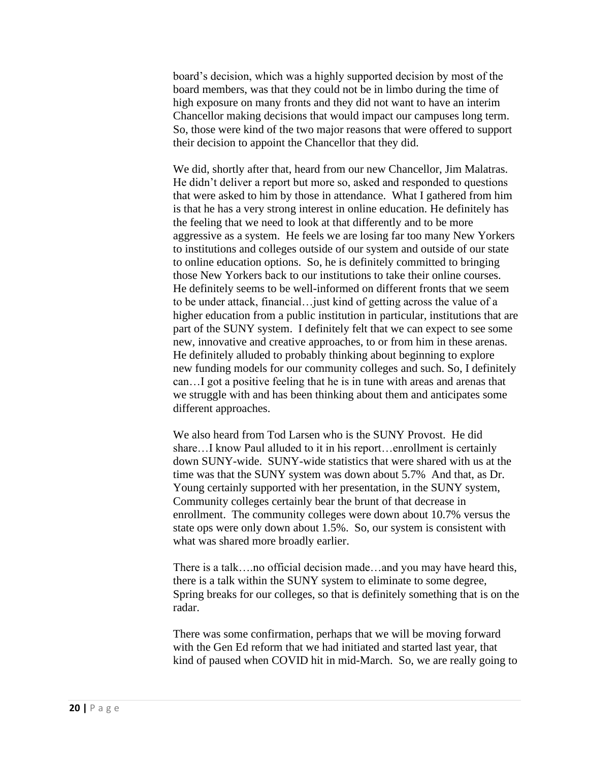board's decision, which was a highly supported decision by most of the board members, was that they could not be in limbo during the time of high exposure on many fronts and they did not want to have an interim Chancellor making decisions that would impact our campuses long term. So, those were kind of the two major reasons that were offered to support their decision to appoint the Chancellor that they did.

We did, shortly after that, heard from our new Chancellor, Jim Malatras. He didn't deliver a report but more so, asked and responded to questions that were asked to him by those in attendance. What I gathered from him is that he has a very strong interest in online education. He definitely has the feeling that we need to look at that differently and to be more aggressive as a system. He feels we are losing far too many New Yorkers to institutions and colleges outside of our system and outside of our state to online education options. So, he is definitely committed to bringing those New Yorkers back to our institutions to take their online courses. He definitely seems to be well-informed on different fronts that we seem to be under attack, financial…just kind of getting across the value of a higher education from a public institution in particular, institutions that are part of the SUNY system. I definitely felt that we can expect to see some new, innovative and creative approaches, to or from him in these arenas. He definitely alluded to probably thinking about beginning to explore new funding models for our community colleges and such. So, I definitely can…I got a positive feeling that he is in tune with areas and arenas that we struggle with and has been thinking about them and anticipates some different approaches.

We also heard from Tod Larsen who is the SUNY Provost. He did share…I know Paul alluded to it in his report…enrollment is certainly down SUNY-wide. SUNY-wide statistics that were shared with us at the time was that the SUNY system was down about 5.7% And that, as Dr. Young certainly supported with her presentation, in the SUNY system, Community colleges certainly bear the brunt of that decrease in enrollment. The community colleges were down about 10.7% versus the state ops were only down about 1.5%. So, our system is consistent with what was shared more broadly earlier.

There is a talk….no official decision made…and you may have heard this, there is a talk within the SUNY system to eliminate to some degree, Spring breaks for our colleges, so that is definitely something that is on the radar.

There was some confirmation, perhaps that we will be moving forward with the Gen Ed reform that we had initiated and started last year, that kind of paused when COVID hit in mid-March. So, we are really going to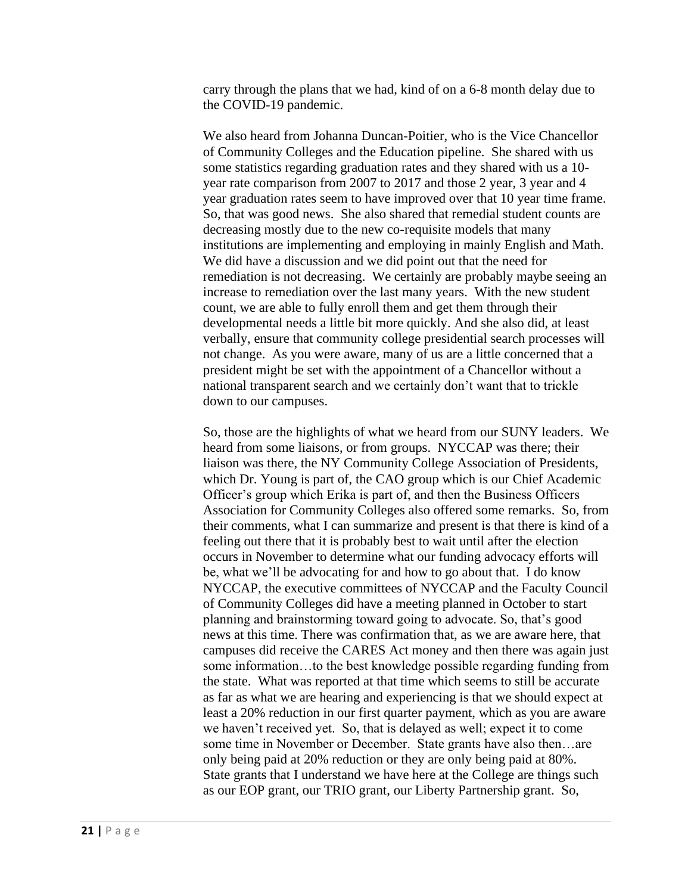carry through the plans that we had, kind of on a 6-8 month delay due to the COVID-19 pandemic.

We also heard from Johanna Duncan-Poitier, who is the Vice Chancellor of Community Colleges and the Education pipeline. She shared with us some statistics regarding graduation rates and they shared with us a 10-year rate comparison from 2007 to 2017 and those 2 year, 3 year and 4 year graduation rates seem to have improved over that 10 year time frame. So, that was good news. She also shared that remedial student counts are decreasing mostly due to the new co-requisite models that many institutions are implementing and employing in mainly English and Math. We did have a discussion and we did point out that the need for remediation is not decreasing. We certainly are probably maybe seeing an increase to remediation over the last many years. With the new student count, we are able to fully enroll them and get them through their developmental needs a little bit more quickly. And she also did, at least verbally, ensure that community college presidential search processes will not change. As you were aware, many of us are a little concerned that a president might be set with the appointment of a Chancellor without a national transparent search and we certainly don't want that to trickle down to our campuses.

So, those are the highlights of what we heard from our SUNY leaders. We heard from some liaisons, or from groups. NYCCAP was there; their liaison was there, the NY Community College Association of Presidents, which Dr. Young is part of, the CAO group which is our Chief Academic Officer's group which Erika is part of, and then the Business Officers Association for Community Colleges also offered some remarks. So, from their comments, what I can summarize and present is that there is kind of a feeling out there that it is probably best to wait until after the election occurs in November to determine what our funding advocacy efforts will be, what we'll be advocating for and how to go about that. I do know NYCCAP, the executive committees of NYCCAP and the Faculty Council of Community Colleges did have a meeting planned in October to start planning and brainstorming toward going to advocate. So, that's good news at this time. There was confirmation that, as we are aware here, that campuses did receive the CARES Act money and then there was again just some information…to the best knowledge possible regarding funding from the state. What was reported at that time which seems to still be accurate as far as what we are hearing and experiencing is that we should expect at least a 20% reduction in our first quarter payment, which as you are aware we haven't received yet. So, that is delayed as well; expect it to come some time in November or December. State grants have also then…are only being paid at 20% reduction or they are only being paid at 80%. State grants that I understand we have here at the College are things such as our EOP grant, our TRIO grant, our Liberty Partnership grant. So,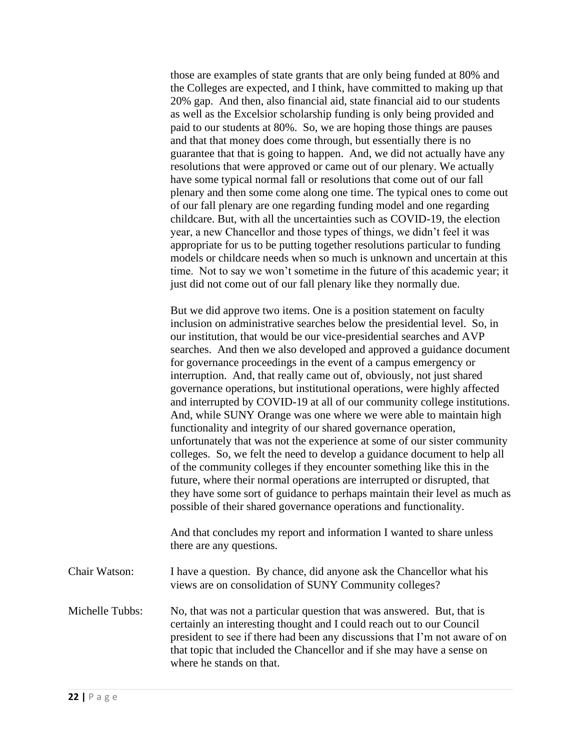those are examples of state grants that are only being funded at 80% and the Colleges are expected, and I think, have committed to making up that 20% gap. And then, also financial aid, state financial aid to our students as well as the Excelsior scholarship funding is only being provided and paid to our students at 80%. So, we are hoping those things are pauses and that that money does come through, but essentially there is no guarantee that that is going to happen. And, we did not actually have any resolutions that were approved or came out of our plenary. We actually have some typical normal fall or resolutions that come out of our fall plenary and then some come along one time. The typical ones to come out of our fall plenary are one regarding funding model and one regarding childcare. But, with all the uncertainties such as COVID-19, the election year, a new Chancellor and those types of things, we didn't feel it was appropriate for us to be putting together resolutions particular to funding models or childcare needs when so much is unknown and uncertain at this time. Not to say we won't sometime in the future of this academic year; it just did not come out of our fall plenary like they normally due.

But we did approve two items. One is a position statement on faculty inclusion on administrative searches below the presidential level. So, in our institution, that would be our vice-presidential searches and AVP searches. And then we also developed and approved a guidance document for governance proceedings in the event of a campus emergency or interruption. And, that really came out of, obviously, not just shared governance operations, but institutional operations, were highly affected and interrupted by COVID-19 at all of our community college institutions. And, while SUNY Orange was one where we were able to maintain high functionality and integrity of our shared governance operation, unfortunately that was not the experience at some of our sister community colleges. So, we felt the need to develop a guidance document to help all of the community colleges if they encounter something like this in the future, where their normal operations are interrupted or disrupted, that they have some sort of guidance to perhaps maintain their level as much as possible of their shared governance operations and functionality.

And that concludes my report and information I wanted to share unless there are any questions.

Chair Watson: I have a question. By chance, did anyone ask the Chancellor what his views are on consolidation of SUNY Community colleges?

Michelle Tubbs: No, that was not a particular question that was answered. But, that is certainly an interesting thought and I could reach out to our Council president to see if there had been any discussions that I'm not aware of on that topic that included the Chancellor and if she may have a sense on where he stands on that.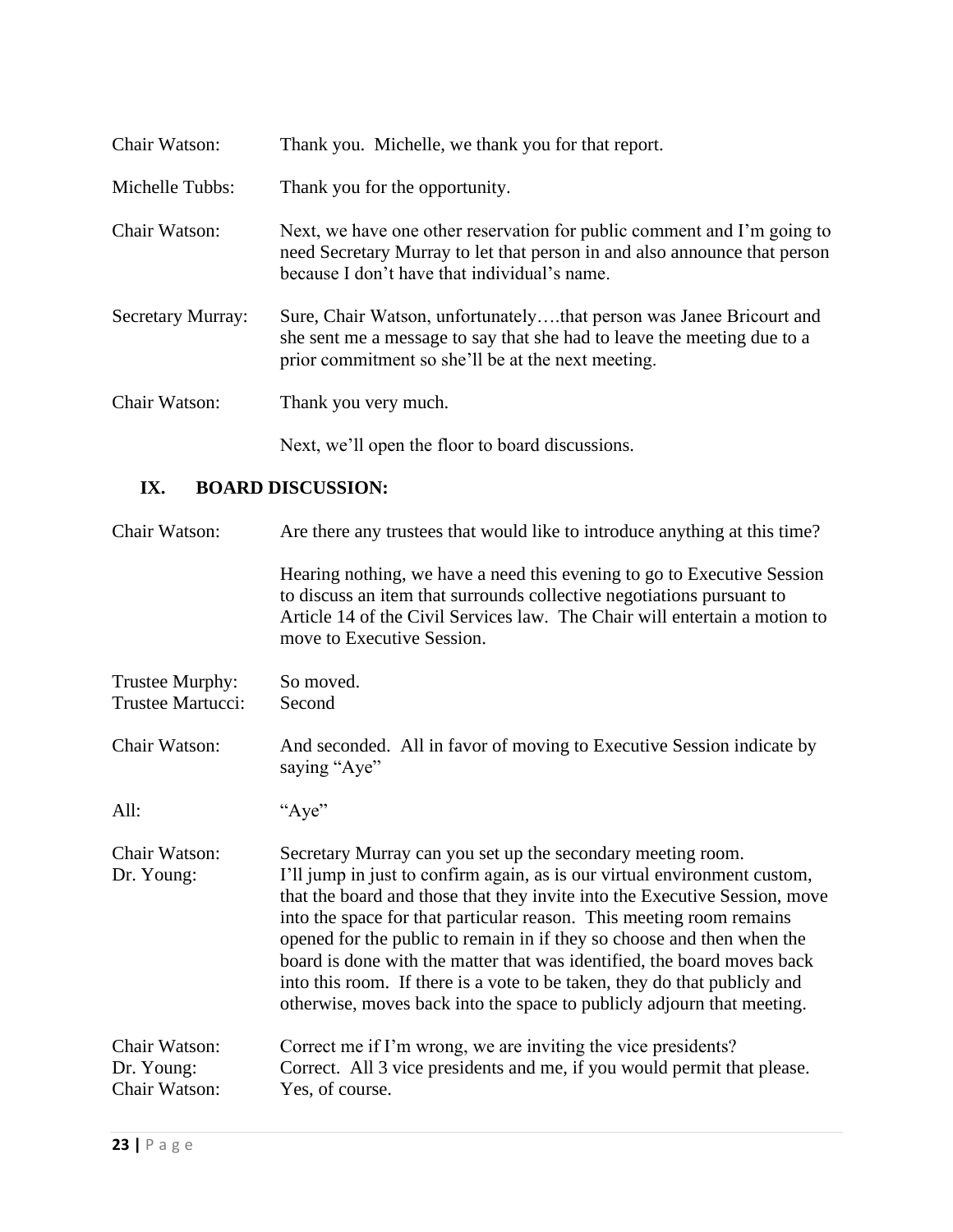Chair Watson: Thank you. Michelle, we thank you for that report.

Michelle Tubbs: Thank you for the opportunity.

Chair Watson: Next, we have one other reservation for public comment and I'm going to need Secretary Murray to let that person in and also announce that person because I don't have that individual's name.

Secretary Murray: Sure, Chair Watson, unfortunately….that person was Janee Bricourt and she sent me a message to say that she had to leave the meeting due to a prior commitment so she'll be at the next meeting.

Chair Watson: Thank you very much.

Next, we'll open the floor to board discussions.

## IX. BOARD DISCUSSION:

Chair Watson: Are there any trustees that would like to introduce anything at this time?

Hearing nothing, we have a need this evening to go to Executive Session to discuss an item that surrounds collective negotiations pursuant to Article 14 of the Civil Services law. The Chair will entertain a motion to move to Executive Session.

Trustee Murphy: So moved.
Trustee Martucci: Second

Chair Watson: And seconded. All in favor of moving to Executive Session indicate by saying "Aye"

All: "Aye"

Chair Watson: Secretary Murray can you set up the secondary meeting room.
Dr. Young: I'll jump in just to confirm again, as is our virtual environment custom, that the board and those that they invite into the Executive Session, move into the space for that particular reason. This meeting room remains opened for the public to remain in if they so choose and then when the board is done with the matter that was identified, the board moves back into this room. If there is a vote to be taken, they do that publicly and otherwise, moves back into the space to publicly adjourn that meeting.

Chair Watson: Correct me if I'm wrong, we are inviting the vice presidents?
Dr. Young: Correct. All 3 vice presidents and me, if you would permit that please.
Chair Watson: Yes, of course.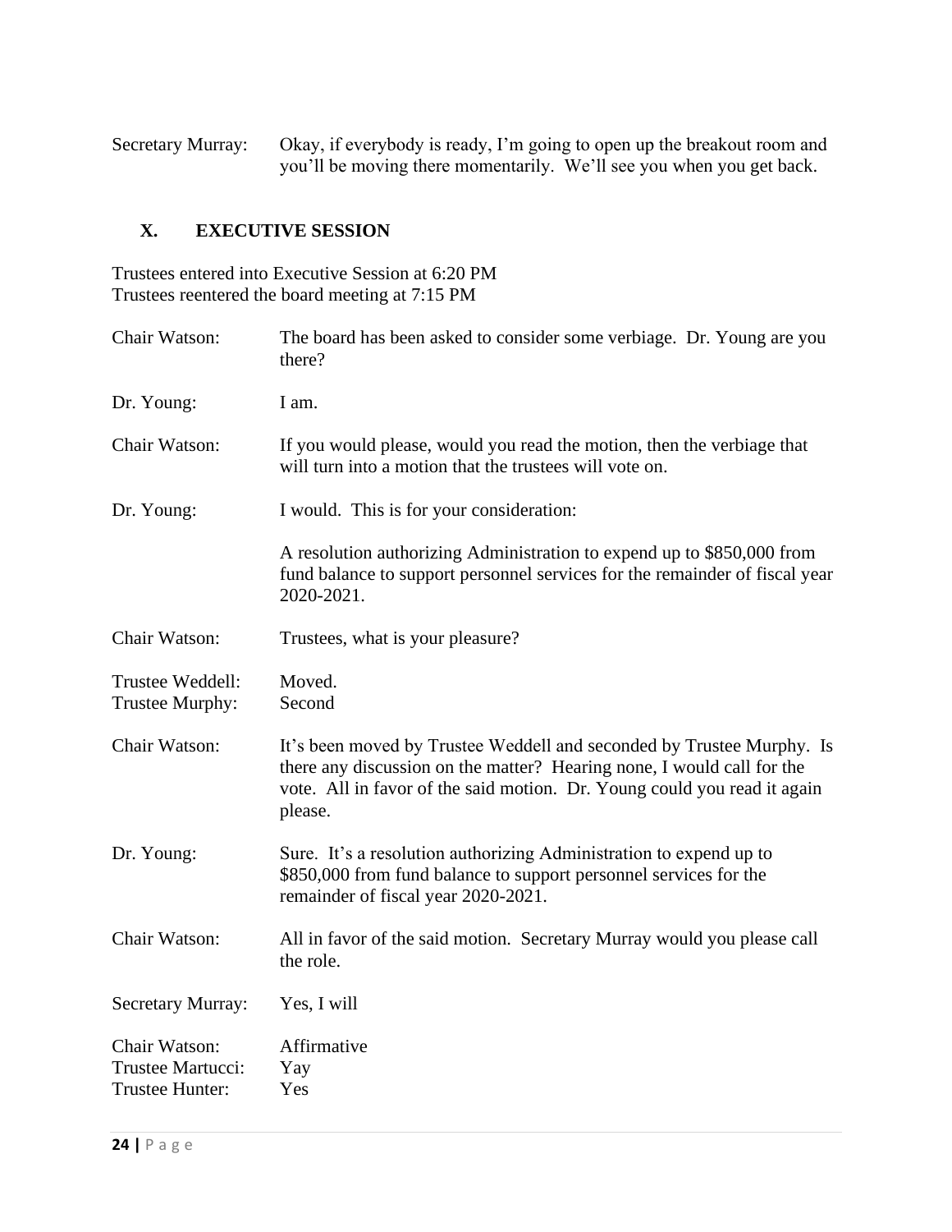Secretary Murray: Okay, if everybody is ready, I'm going to open up the breakout room and you'll be moving there momentarily. We'll see you when you get back.

## X. EXECUTIVE SESSION

Trustees entered into Executive Session at 6:20 PM
Trustees reentered the board meeting at 7:15 PM

Chair Watson: The board has been asked to consider some verbiage. Dr. Young are you there?

Dr. Young: I am.

Chair Watson: If you would please, would you read the motion, then the verbiage that will turn into a motion that the trustees will vote on.

Dr. Young: I would. This is for your consideration:

A resolution authorizing Administration to expend up to $850,000 from fund balance to support personnel services for the remainder of fiscal year 2020-2021.

Chair Watson: Trustees, what is your pleasure?

Trustee Weddell: Moved.
Trustee Murphy: Second

Chair Watson: It's been moved by Trustee Weddell and seconded by Trustee Murphy. Is there any discussion on the matter? Hearing none, I would call for the vote. All in favor of the said motion. Dr. Young could you read it again please.

Dr. Young: Sure. It's a resolution authorizing Administration to expend up to $850,000 from fund balance to support personnel services for the remainder of fiscal year 2020-2021.

Chair Watson: All in favor of the said motion. Secretary Murray would you please call the role.

Secretary Murray: Yes, I will

Chair Watson: Affirmative
Trustee Martucci: Yay
Trustee Hunter: Yes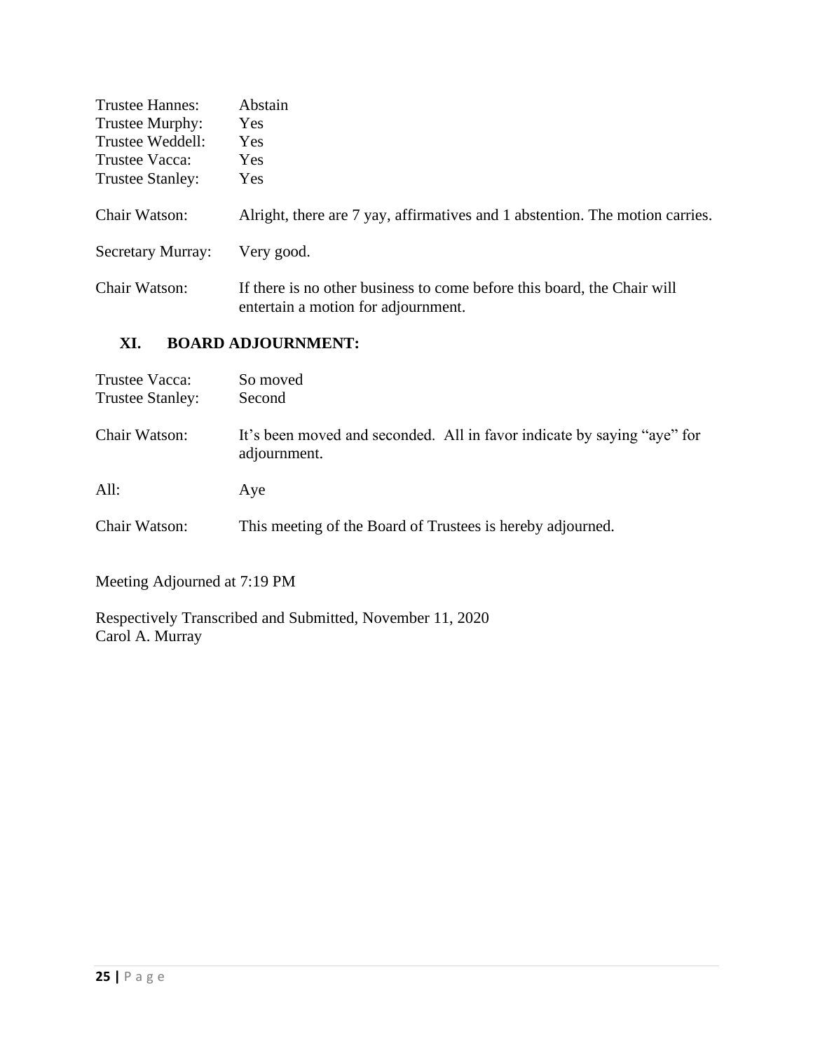Trustee Hannes: Abstain
Trustee Murphy: Yes
Trustee Weddell: Yes
Trustee Vacca: Yes
Trustee Stanley: Yes

Chair Watson: Alright, there are 7 yay, affirmatives and 1 abstention. The motion carries.

Secretary Murray: Very good.

Chair Watson: If there is no other business to come before this board, the Chair will entertain a motion for adjournment.

## XI. BOARD ADJOURNMENT:

Trustee Vacca: So moved
Trustee Stanley: Second

Chair Watson: It's been moved and seconded. All in favor indicate by saying "aye" for adjournment.

All: Aye

Chair Watson: This meeting of the Board of Trustees is hereby adjourned.

Meeting Adjourned at 7:19 PM

Respectively Transcribed and Submitted, November 11, 2020
Carol A. Murray